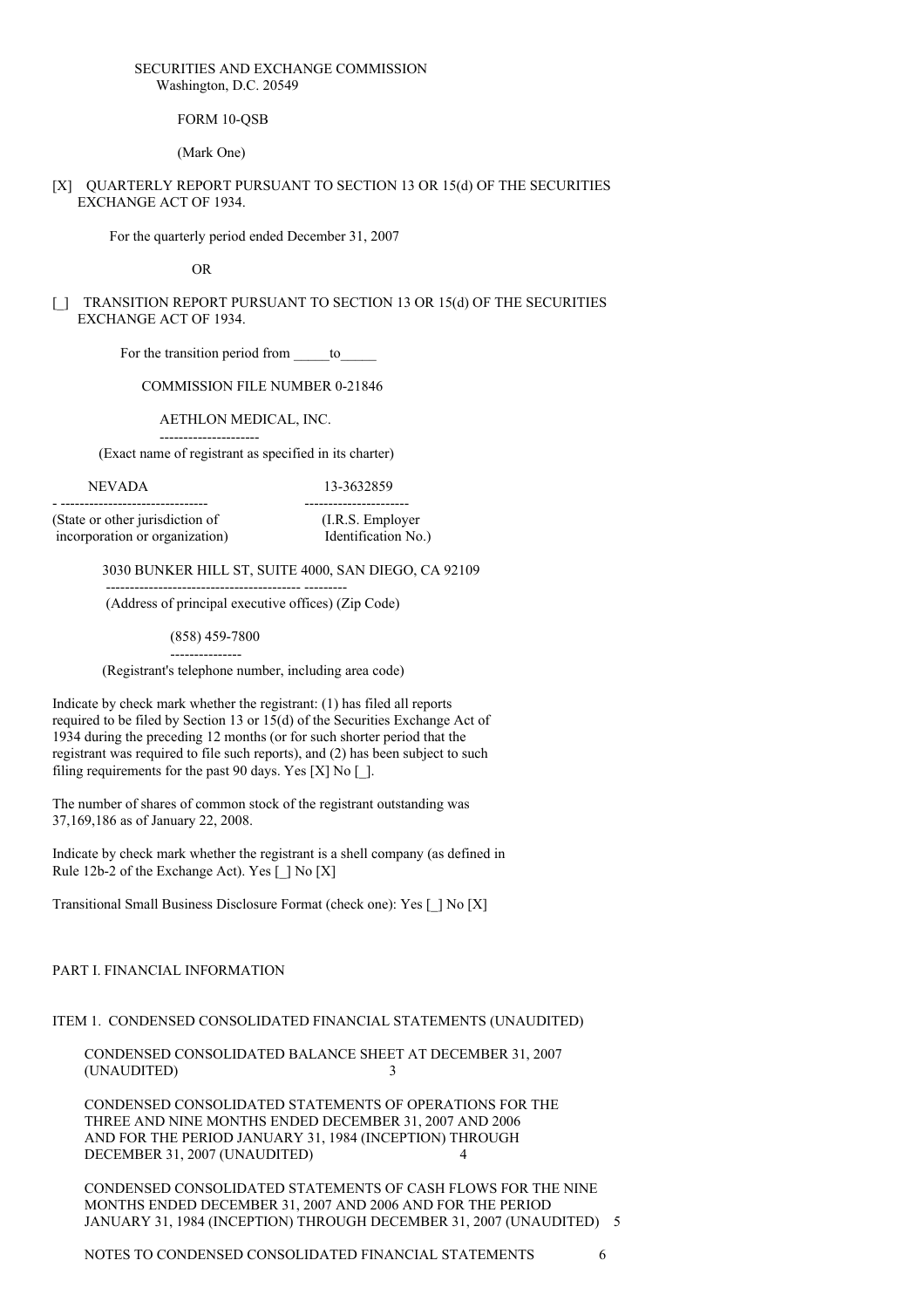SECURITIES AND EXCHANGE COMMISSION
Washington, D.C. 20549

FORM 10-QSB

(Mark One)

[X] QUARTERLY REPORT PURSUANT TO SECTION 13 OR 15(d) OF THE SECURITIES EXCHANGE ACT OF 1934.

For the quarterly period ended December 31, 2007

OR

[_] TRANSITION REPORT PURSUANT TO SECTION 13 OR 15(d) OF THE SECURITIES EXCHANGE ACT OF 1934.

For the transition period from _____to_____

COMMISSION FILE NUMBER 0-21846

AETHLON MEDICAL, INC.

(Exact name of registrant as specified in its charter)

| NEVADA | 13-3632859 |
|---|---|
| (State or other jurisdiction of incorporation or organization) | (I.R.S. Employer Identification No.) |

3030 BUNKER HILL ST, SUITE 4000, SAN DIEGO, CA 92109

(Address of principal executive offices) (Zip Code)

(858) 459-7800

(Registrant's telephone number, including area code)

Indicate by check mark whether the registrant: (1) has filed all reports required to be filed by Section 13 or 15(d) of the Securities Exchange Act of 1934 during the preceding 12 months (or for such shorter period that the registrant was required to file such reports), and (2) has been subject to such filing requirements for the past 90 days. Yes [X] No [_].

The number of shares of common stock of the registrant outstanding was 37,169,186 as of January 22, 2008.

Indicate by check mark whether the registrant is a shell company (as defined in Rule 12b-2 of the Exchange Act). Yes [_] No [X]

Transitional Small Business Disclosure Format (check one): Yes [_] No [X]

PART I. FINANCIAL INFORMATION

ITEM 1. CONDENSED CONSOLIDATED FINANCIAL STATEMENTS (UNAUDITED)

| | |
|---|---|
| CONDENSED CONSOLIDATED BALANCE SHEET AT DECEMBER 31, 2007 (UNAUDITED) | 3 |
| CONDENSED CONSOLIDATED STATEMENTS OF OPERATIONS FOR THE THREE AND NINE MONTHS ENDED DECEMBER 31, 2007 AND 2006 AND FOR THE PERIOD JANUARY 31, 1984 (INCEPTION) THROUGH DECEMBER 31, 2007 (UNAUDITED) | 4 |
| CONDENSED CONSOLIDATED STATEMENTS OF CASH FLOWS FOR THE NINE MONTHS ENDED DECEMBER 31, 2007 AND 2006 AND FOR THE PERIOD JANUARY 31, 1984 (INCEPTION) THROUGH DECEMBER 31, 2007 (UNAUDITED) | 5 |
| NOTES TO CONDENSED CONSOLIDATED FINANCIAL STATEMENTS | 6 |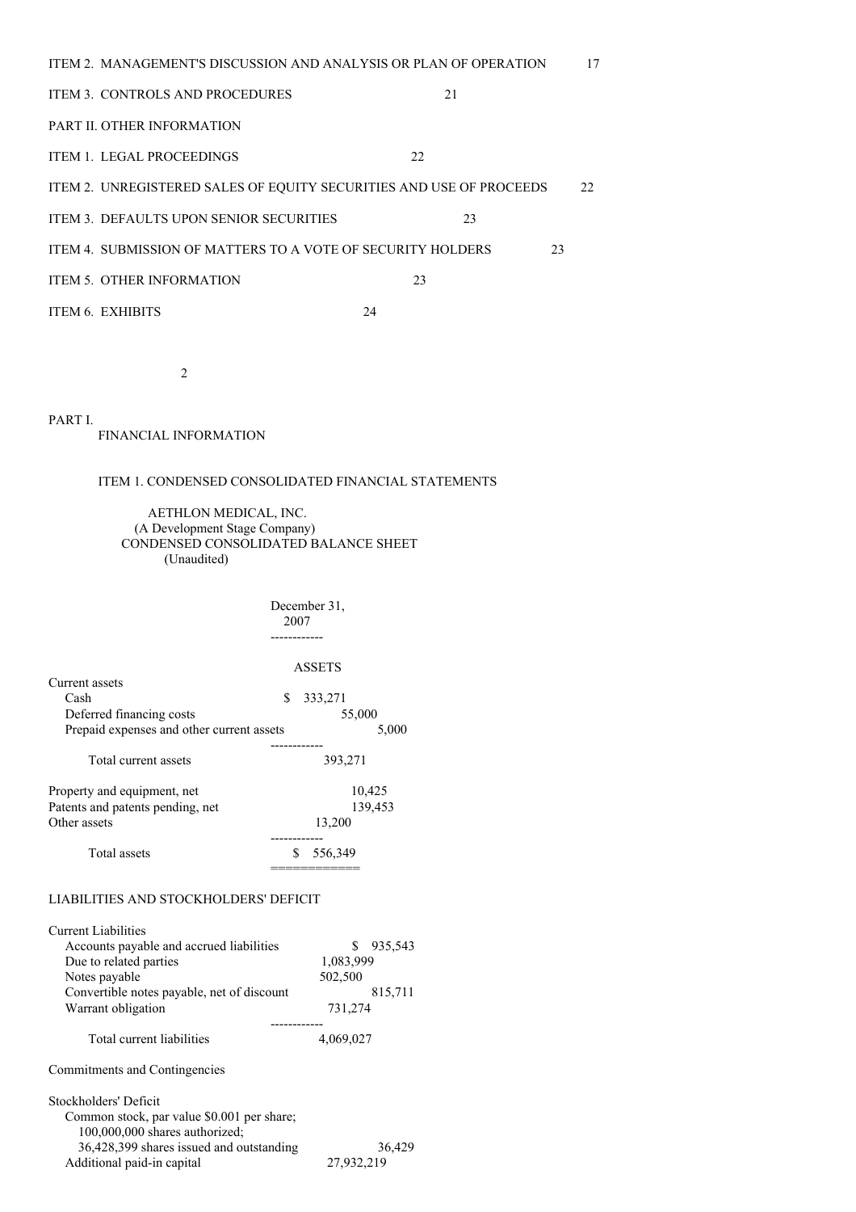| | |
|---|---|
| ITEM 2. MANAGEMENT'S DISCUSSION AND ANALYSIS OR PLAN OF OPERATION | 17 |
| ITEM 3. CONTROLS AND PROCEDURES | 21 |
| PART II. OTHER INFORMATION | |
| ITEM 1. LEGAL PROCEEDINGS | 22 |
| ITEM 2. UNREGISTERED SALES OF EQUITY SECURITIES AND USE OF PROCEEDS | 22 |
| ITEM 3. DEFAULTS UPON SENIOR SECURITIES | 23 |
| ITEM 4. SUBMISSION OF MATTERS TO A VOTE OF SECURITY HOLDERS | 23 |
| ITEM 5. OTHER INFORMATION | 23 |
| ITEM 6. EXHIBITS | 24 |

# PART I. FINANCIAL INFORMATION

## ITEM 1. CONDENSED CONSOLIDATED FINANCIAL STATEMENTS

AETHLON MEDICAL, INC.
(A Development Stage Company)
CONDENSED CONSOLIDATED BALANCE SHEET
(Unaudited)

| | December 31, 2007 |
|---|---|
| **ASSETS** | |
| Current assets | |
| Cash | $ 333,271 |
| Deferred financing costs | 55,000 |
| Prepaid expenses and other current assets | 5,000 |
| Total current assets | 393,271 |
| Property and equipment, net | 10,425 |
| Patents and patents pending, net | 139,453 |
| Other assets | 13,200 |
| Total assets | $ 556,349 |
| **LIABILITIES AND STOCKHOLDERS' DEFICIT** | |
| Current Liabilities | |
| Accounts payable and accrued liabilities | $ 935,543 |
| Due to related parties | 1,083,999 |
| Notes payable | 502,500 |
| Convertible notes payable, net of discount | 815,711 |
| Warrant obligation | 731,274 |
| Total current liabilities | 4,069,027 |
| Commitments and Contingencies | |
| Stockholders' Deficit | |
| Common stock, par value $0.001 per share; 100,000,000 shares authorized; 36,428,399 shares issued and outstanding | 36,429 |
| Additional paid-in capital | 27,932,219 |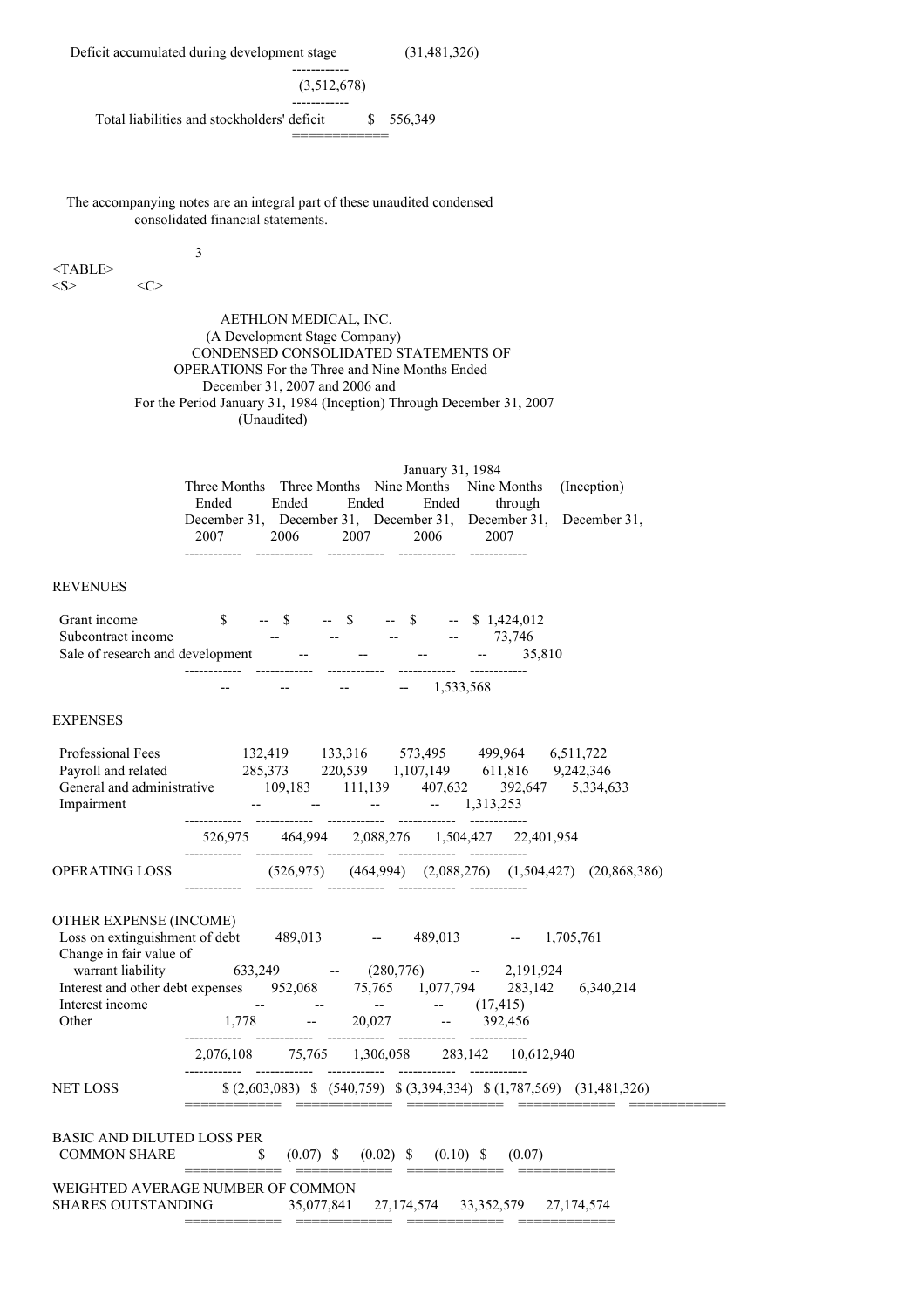| | |
|---|---|
| Deficit accumulated during development stage | (31,481,326) |
| | (3,512,678) |
| Total liabilities and stockholders' deficit | $ 556,349 |

The accompanying notes are an integral part of these unaudited condensed consolidated financial statements.

AETHLON MEDICAL, INC.
(A Development Stage Company)
CONDENSED CONSOLIDATED STATEMENTS OF OPERATIONS For the Three and Nine Months Ended December 31, 2007 and 2006 and
For the Period January 31, 1984 (Inception) Through December 31, 2007
(Unaudited)

| | Three Months Ended December 31, 2007 | Three Months Ended December 31, 2006 | Nine Months Ended December 31, 2007 | Nine Months Ended December 31, 2006 | January 31, 1984 (Inception) through December 31, 2007 |
|---|---|---|---|---|---|
| **REVENUES** | | | | | |
| Grant income | $ -- | $ -- | $ -- | $ -- | $ 1,424,012 |
| Subcontract income | -- | -- | -- | -- | 73,746 |
| Sale of research and development | -- | -- | -- | -- | 35,810 |
| | -- | -- | -- | -- | 1,533,568 |
| **EXPENSES** | | | | | |
| Professional Fees | 132,419 | 133,316 | 573,495 | 499,964 | 6,511,722 |
| Payroll and related | 285,373 | 220,539 | 1,107,149 | 611,816 | 9,242,346 |
| General and administrative | 109,183 | 111,139 | 407,632 | 392,647 | 5,334,633 |
| Impairment | -- | -- | -- | -- | 1,313,253 |
| | 526,975 | 464,994 | 2,088,276 | 1,504,427 | 22,401,954 |
| OPERATING LOSS | (526,975) | (464,994) | (2,088,276) | (1,504,427) | (20,868,386) |
| OTHER EXPENSE (INCOME) | | | | | |
| Loss on extinguishment of debt | 489,013 | -- | 489,013 | -- | 1,705,761 |
| Change in fair value of warrant liability | 633,249 | -- | (280,776) | -- | 2,191,924 |
| Interest and other debt expenses | 952,068 | 75,765 | 1,077,794 | 283,142 | 6,340,214 |
| Interest income | -- | -- | -- | -- | (17,415) |
| Other | 1,778 | -- | 20,027 | -- | 392,456 |
| | 2,076,108 | 75,765 | 1,306,058 | 283,142 | 10,612,940 |
| NET LOSS | $ (2,603,083) | $ (540,759) | $ (3,394,334) | $ (1,787,569) | (31,481,326) |
| BASIC AND DILUTED LOSS PER COMMON SHARE | $ (0.07) | $ (0.02) | $ (0.10) | $ (0.07) | |
| WEIGHTED AVERAGE NUMBER OF COMMON SHARES OUTSTANDING | 35,077,841 | 27,174,574 | 33,352,579 | 27,174,574 | |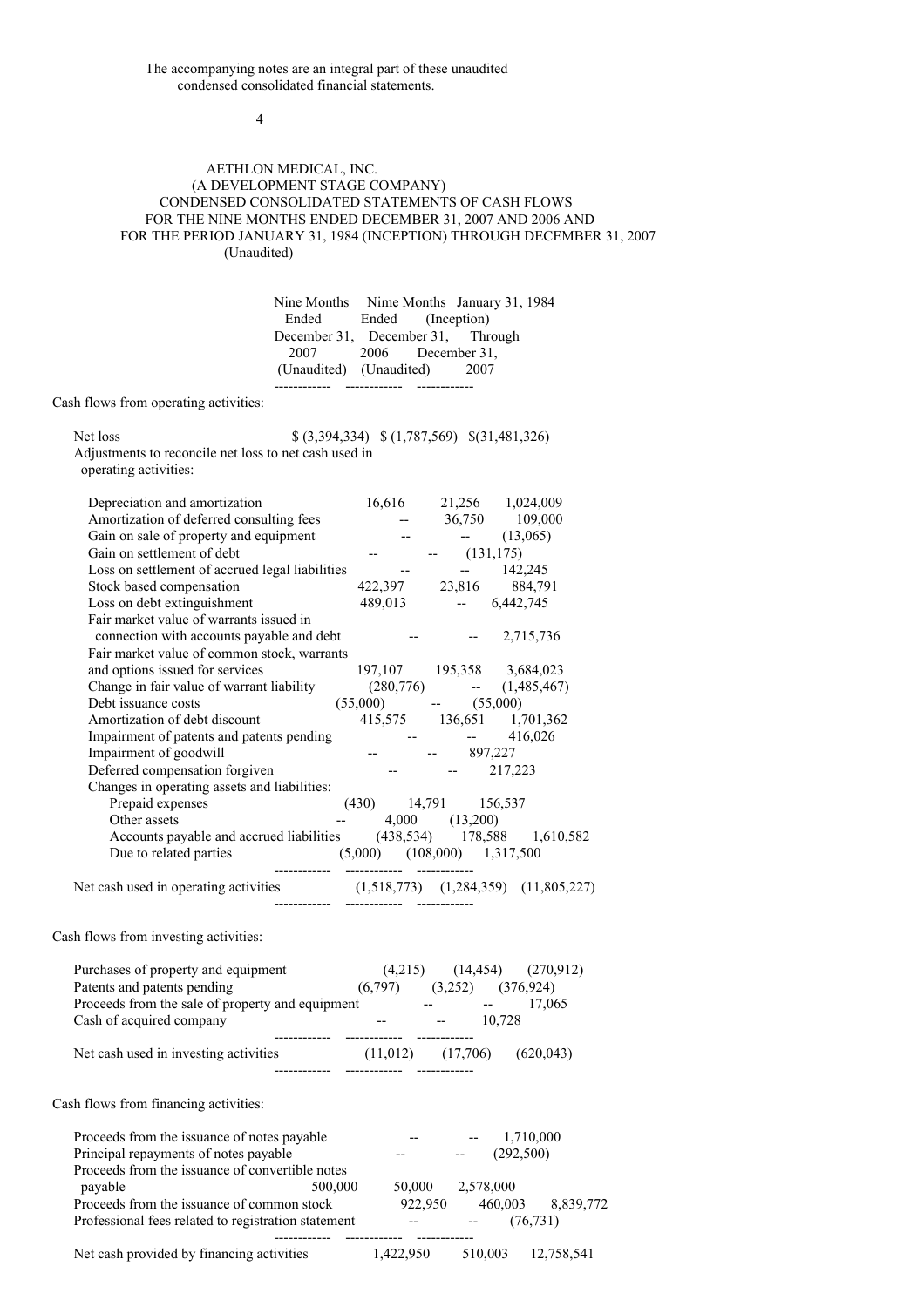The accompanying notes are an integral part of these unaudited condensed consolidated financial statements.

AETHLON MEDICAL, INC.
(A DEVELOPMENT STAGE COMPANY)
CONDENSED CONSOLIDATED STATEMENTS OF CASH FLOWS
FOR THE NINE MONTHS ENDED DECEMBER 31, 2007 AND 2006 AND
FOR THE PERIOD JANUARY 31, 1984 (INCEPTION) THROUGH DECEMBER 31, 2007
(Unaudited)

| | Nine Months Ended December 31, 2007 (Unaudited) | Nime Months Ended December 31, 2006 (Unaudited) | January 31, 1984 (Inception) Through December 31, 2007 |
|---|---|---|---|
| **Cash flows from operating activities:** | | | |
| Net loss | $ (3,394,334) | $ (1,787,569) | $(31,481,326) |
| Adjustments to reconcile net loss to net cash used in operating activities: | | | |
| Depreciation and amortization | 16,616 | 21,256 | 1,024,009 |
| Amortization of deferred consulting fees | -- | 36,750 | 109,000 |
| Gain on sale of property and equipment | -- | -- | (13,065) |
| Gain on settlement of debt | -- | -- | (131,175) |
| Loss on settlement of accrued legal liabilities | -- | -- | 142,245 |
| Stock based compensation | 422,397 | 23,816 | 884,791 |
| Loss on debt extinguishment | 489,013 | -- | 6,442,745 |
| Fair market value of warrants issued in connection with accounts payable and debt | -- | -- | 2,715,736 |
| Fair market value of common stock, warrants and options issued for services | 197,107 | 195,358 | 3,684,023 |
| Change in fair value of warrant liability | (280,776) | -- | (1,485,467) |
| Debt issuance costs | (55,000) | -- | (55,000) |
| Amortization of debt discount | 415,575 | 136,651 | 1,701,362 |
| Impairment of patents and patents pending | -- | -- | 416,026 |
| Impairment of goodwill | -- | -- | 897,227 |
| Deferred compensation forgiven | -- | -- | 217,223 |
| Changes in operating assets and liabilities: | | | |
| Prepaid expenses | (430) | 14,791 | 156,537 |
| Other assets | -- | 4,000 | (13,200) |
| Accounts payable and accrued liabilities | (438,534) | 178,588 | 1,610,582 |
| Due to related parties | (5,000) | (108,000) | 1,317,500 |
| Net cash used in operating activities | (1,518,773) | (1,284,359) | (11,805,227) |
| **Cash flows from investing activities:** | | | |
| Purchases of property and equipment | (4,215) | (14,454) | (270,912) |
| Patents and patents pending | (6,797) | (3,252) | (376,924) |
| Proceeds from the sale of property and equipment | -- | -- | 17,065 |
| Cash of acquired company | -- | -- | 10,728 |
| Net cash used in investing activities | (11,012) | (17,706) | (620,043) |
| **Cash flows from financing activities:** | | | |
| Proceeds from the issuance of notes payable | -- | -- | 1,710,000 |
| Principal repayments of notes payable | -- | -- | (292,500) |
| Proceeds from the issuance of convertible notes payable | 500,000 | 50,000 | 2,578,000 |
| Proceeds from the issuance of common stock | 922,950 | 460,003 | 8,839,772 |
| Professional fees related to registration statement | -- | -- | (76,731) |
| Net cash provided by financing activities | 1,422,950 | 510,003 | 12,758,541 |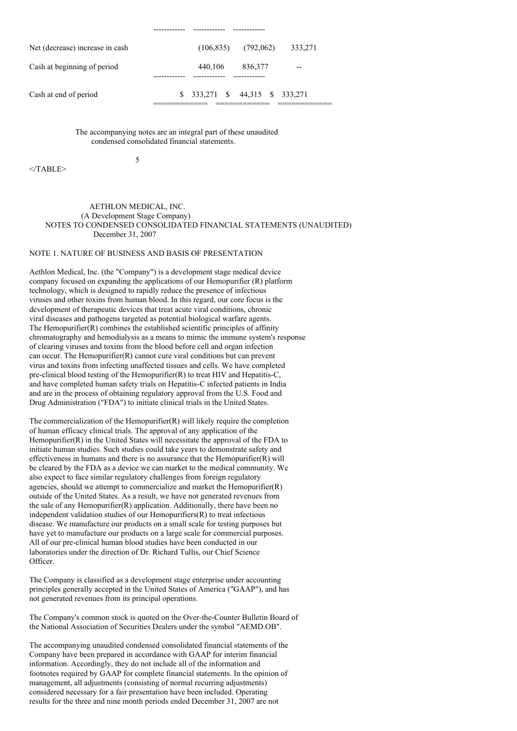| | | | |
|---|---|---|---|
| Net (decrease) increase in cash | (106,835) | (792,062) | 333,271 |
| Cash at beginning of period | 440,106 | 836,377 | -- |
| Cash at end of period | $ 333,271 | $ 44,315 | $ 333,271 |

The accompanying notes are an integral part of these unaudited condensed consolidated financial statements.

AETHLON MEDICAL, INC.
(A Development Stage Company)
NOTES TO CONDENSED CONSOLIDATED FINANCIAL STATEMENTS (UNAUDITED)
December 31, 2007

## NOTE 1. NATURE OF BUSINESS AND BASIS OF PRESENTATION

Aethlon Medical, Inc. (the "Company") is a development stage medical device company focused on expanding the applications of our Hemopurifier (R) platform technology, which is designed to rapidly reduce the presence of infectious viruses and other toxins from human blood. In this regard, our core focus is the development of therapeutic devices that treat acute viral conditions, chronic viral diseases and pathogens targeted as potential biological warfare agents. The Hemopurifier(R) combines the established scientific principles of affinity chromatography and hemodialysis as a means to mimic the immune system's response of clearing viruses and toxins from the blood before cell and organ infection can occur. The Hemopurifier(R) cannot cure viral conditions but can prevent virus and toxins from infecting unaffected tissues and cells. We have completed pre-clinical blood testing of the Hemopurifier(R) to treat HIV and Hepatitis-C, and have completed human safety trials on Hepatitis-C infected patients in India and are in the process of obtaining regulatory approval from the U.S. Food and Drug Administration ("FDA") to initiate clinical trials in the United States.

The commercialization of the Hemopurifier(R) will likely require the completion of human efficacy clinical trials. The approval of any application of the Hemopurifier(R) in the United States will necessitate the approval of the FDA to initiate human studies. Such studies could take years to demonstrate safety and effectiveness in humans and there is no assurance that the Hemopurifier(R) will be cleared by the FDA as a device we can market to the medical community. We also expect to face similar regulatory challenges from foreign regulatory agencies, should we attempt to commercialize and market the Hemopurifier(R) outside of the United States. As a result, we have not generated revenues from the sale of any Hemopurifier(R) application. Additionally, there have been no independent validation studies of our Hemopurifiers(R) to treat infectious disease. We manufacture our products on a small scale for testing purposes but have yet to manufacture our products on a large scale for commercial purposes. All of our pre-clinical human blood studies have been conducted in our laboratories under the direction of Dr. Richard Tullis, our Chief Science Officer.

The Company is classified as a development stage enterprise under accounting principles generally accepted in the United States of America ("GAAP"), and has not generated revenues from its principal operations.

The Company's common stock is quoted on the Over-the-Counter Bulletin Board of the National Association of Securities Dealers under the symbol "AEMD.OB".

The accompanying unaudited condensed consolidated financial statements of the Company have been prepared in accordance with GAAP for interim financial information. Accordingly, they do not include all of the information and footnotes required by GAAP for complete financial statements. In the opinion of management, all adjustments (consisting of normal recurring adjustments) considered necessary for a fair presentation have been included. Operating results for the three and nine month periods ended December 31, 2007 are not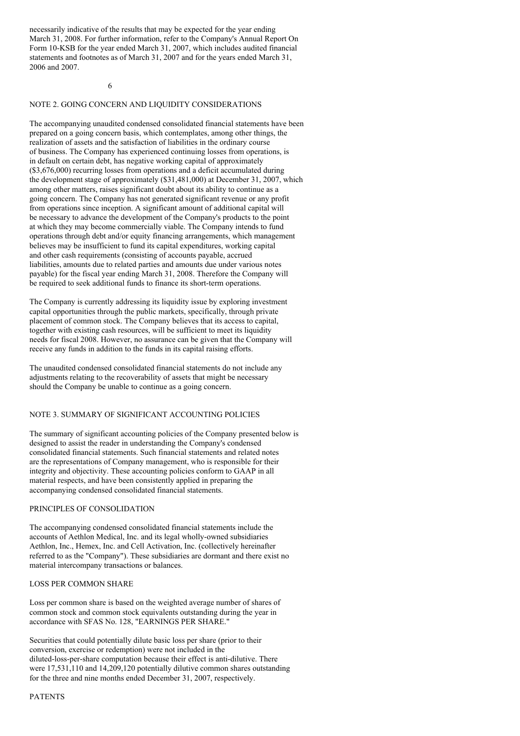necessarily indicative of the results that may be expected for the year ending March 31, 2008. For further information, refer to the Company's Annual Report On Form 10-KSB for the year ended March 31, 2007, which includes audited financial statements and footnotes as of March 31, 2007 and for the years ended March 31, 2006 and 2007.

## NOTE 2. GOING CONCERN AND LIQUIDITY CONSIDERATIONS

The accompanying unaudited condensed consolidated financial statements have been prepared on a going concern basis, which contemplates, among other things, the realization of assets and the satisfaction of liabilities in the ordinary course of business. The Company has experienced continuing losses from operations, is in default on certain debt, has negative working capital of approximately ($3,676,000) recurring losses from operations and a deficit accumulated during the development stage of approximately ($31,481,000) at December 31, 2007, which among other matters, raises significant doubt about its ability to continue as a going concern. The Company has not generated significant revenue or any profit from operations since inception. A significant amount of additional capital will be necessary to advance the development of the Company's products to the point at which they may become commercially viable. The Company intends to fund operations through debt and/or equity financing arrangements, which management believes may be insufficient to fund its capital expenditures, working capital and other cash requirements (consisting of accounts payable, accrued liabilities, amounts due to related parties and amounts due under various notes payable) for the fiscal year ending March 31, 2008. Therefore the Company will be required to seek additional funds to finance its short-term operations.

The Company is currently addressing its liquidity issue by exploring investment capital opportunities through the public markets, specifically, through private placement of common stock. The Company believes that its access to capital, together with existing cash resources, will be sufficient to meet its liquidity needs for fiscal 2008. However, no assurance can be given that the Company will receive any funds in addition to the funds in its capital raising efforts.

The unaudited condensed consolidated financial statements do not include any adjustments relating to the recoverability of assets that might be necessary should the Company be unable to continue as a going concern.

## NOTE 3. SUMMARY OF SIGNIFICANT ACCOUNTING POLICIES

The summary of significant accounting policies of the Company presented below is designed to assist the reader in understanding the Company's condensed consolidated financial statements. Such financial statements and related notes are the representations of Company management, who is responsible for their integrity and objectivity. These accounting policies conform to GAAP in all material respects, and have been consistently applied in preparing the accompanying condensed consolidated financial statements.

### PRINCIPLES OF CONSOLIDATION

The accompanying condensed consolidated financial statements include the accounts of Aethlon Medical, Inc. and its legal wholly-owned subsidiaries Aethlon, Inc., Hemex, Inc. and Cell Activation, Inc. (collectively hereinafter referred to as the "Company"). These subsidiaries are dormant and there exist no material intercompany transactions or balances.

### LOSS PER COMMON SHARE

Loss per common share is based on the weighted average number of shares of common stock and common stock equivalents outstanding during the year in accordance with SFAS No. 128, "EARNINGS PER SHARE."

Securities that could potentially dilute basic loss per share (prior to their conversion, exercise or redemption) were not included in the diluted-loss-per-share computation because their effect is anti-dilutive. There were 17,531,110 and 14,209,120 potentially dilutive common shares outstanding for the three and nine months ended December 31, 2007, respectively.

### PATENTS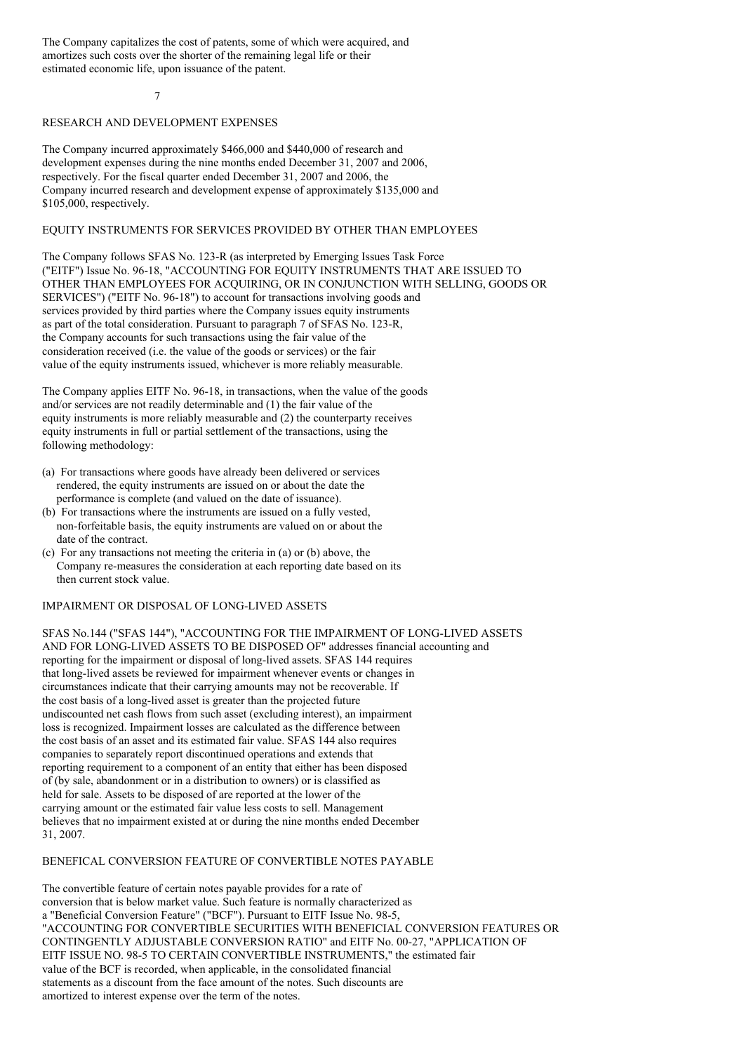The Company capitalizes the cost of patents, some of which were acquired, and amortizes such costs over the shorter of the remaining legal life or their estimated economic life, upon issuance of the patent.

## RESEARCH AND DEVELOPMENT EXPENSES

The Company incurred approximately $466,000 and $440,000 of research and development expenses during the nine months ended December 31, 2007 and 2006, respectively. For the fiscal quarter ended December 31, 2007 and 2006, the Company incurred research and development expense of approximately $135,000 and $105,000, respectively.

## EQUITY INSTRUMENTS FOR SERVICES PROVIDED BY OTHER THAN EMPLOYEES

The Company follows SFAS No. 123-R (as interpreted by Emerging Issues Task Force ("EITF") Issue No. 96-18, "ACCOUNTING FOR EQUITY INSTRUMENTS THAT ARE ISSUED TO OTHER THAN EMPLOYEES FOR ACQUIRING, OR IN CONJUNCTION WITH SELLING, GOODS OR SERVICES") ("EITF No. 96-18") to account for transactions involving goods and services provided by third parties where the Company issues equity instruments as part of the total consideration. Pursuant to paragraph 7 of SFAS No. 123-R, the Company accounts for such transactions using the fair value of the consideration received (i.e. the value of the goods or services) or the fair value of the equity instruments issued, whichever is more reliably measurable.

The Company applies EITF No. 96-18, in transactions, when the value of the goods and/or services are not readily determinable and (1) the fair value of the equity instruments is more reliably measurable and (2) the counterparty receives equity instruments in full or partial settlement of the transactions, using the following methodology:

(a) For transactions where goods have already been delivered or services rendered, the equity instruments are issued on or about the date the performance is complete (and valued on the date of issuance).
(b) For transactions where the instruments are issued on a fully vested, non-forfeitable basis, the equity instruments are valued on or about the date of the contract.
(c) For any transactions not meeting the criteria in (a) or (b) above, the Company re-measures the consideration at each reporting date based on its then current stock value.

## IMPAIRMENT OR DISPOSAL OF LONG-LIVED ASSETS

SFAS No.144 ("SFAS 144"), "ACCOUNTING FOR THE IMPAIRMENT OF LONG-LIVED ASSETS AND FOR LONG-LIVED ASSETS TO BE DISPOSED OF" addresses financial accounting and reporting for the impairment or disposal of long-lived assets. SFAS 144 requires that long-lived assets be reviewed for impairment whenever events or changes in circumstances indicate that their carrying amounts may not be recoverable. If the cost basis of a long-lived asset is greater than the projected future undiscounted net cash flows from such asset (excluding interest), an impairment loss is recognized. Impairment losses are calculated as the difference between the cost basis of an asset and its estimated fair value. SFAS 144 also requires companies to separately report discontinued operations and extends that reporting requirement to a component of an entity that either has been disposed of (by sale, abandonment or in a distribution to owners) or is classified as held for sale. Assets to be disposed of are reported at the lower of the carrying amount or the estimated fair value less costs to sell. Management believes that no impairment existed at or during the nine months ended December 31, 2007.

## BENEFICAL CONVERSION FEATURE OF CONVERTIBLE NOTES PAYABLE

The convertible feature of certain notes payable provides for a rate of conversion that is below market value. Such feature is normally characterized as a "Beneficial Conversion Feature" ("BCF"). Pursuant to EITF Issue No. 98-5, "ACCOUNTING FOR CONVERTIBLE SECURITIES WITH BENEFICIAL CONVERSION FEATURES OR CONTINGENTLY ADJUSTABLE CONVERSION RATIO" and EITF No. 00-27, "APPLICATION OF EITF ISSUE NO. 98-5 TO CERTAIN CONVERTIBLE INSTRUMENTS," the estimated fair value of the BCF is recorded, when applicable, in the consolidated financial statements as a discount from the face amount of the notes. Such discounts are amortized to interest expense over the term of the notes.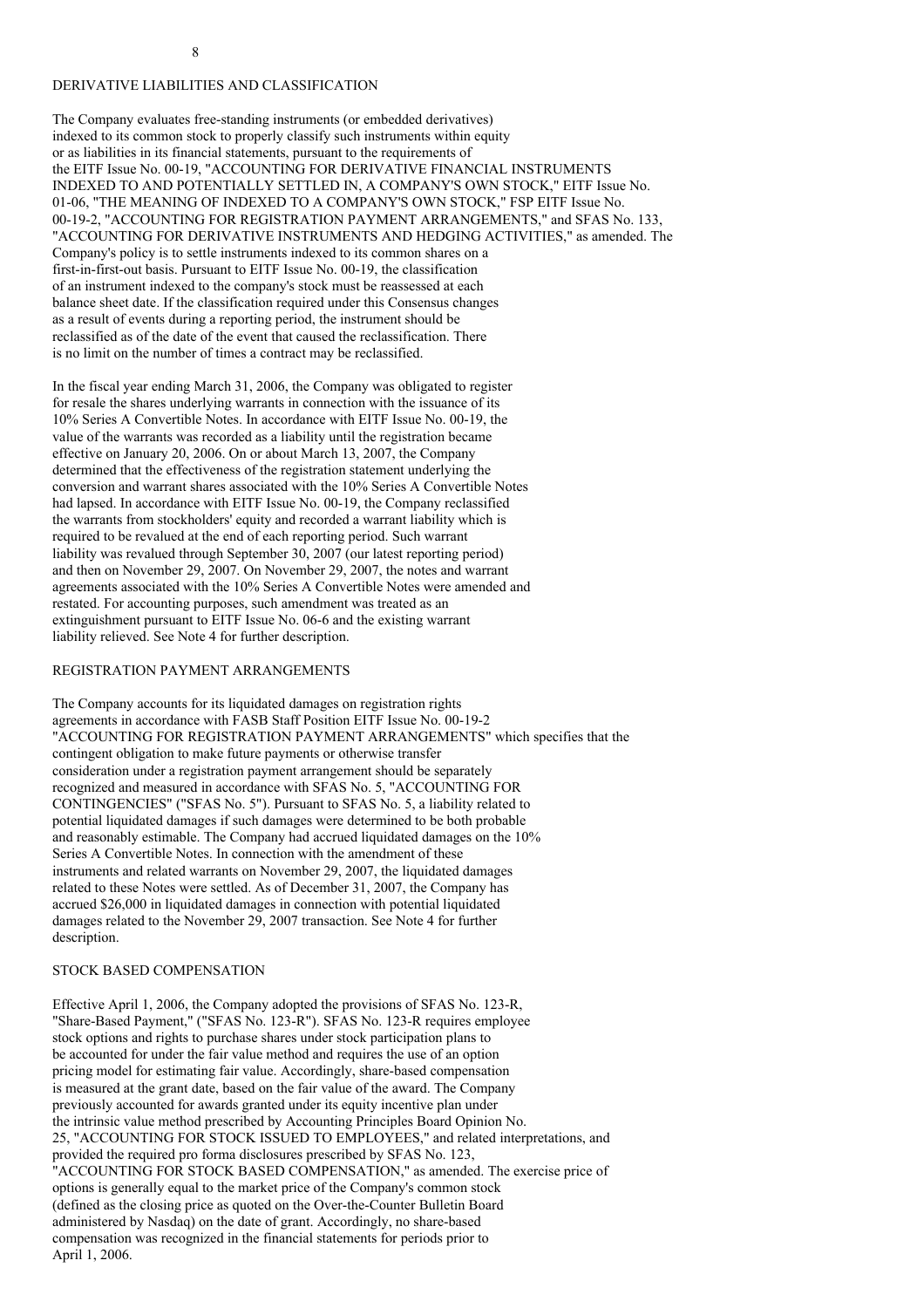## DERIVATIVE LIABILITIES AND CLASSIFICATION

The Company evaluates free-standing instruments (or embedded derivatives) indexed to its common stock to properly classify such instruments within equity or as liabilities in its financial statements, pursuant to the requirements of the EITF Issue No. 00-19, "ACCOUNTING FOR DERIVATIVE FINANCIAL INSTRUMENTS INDEXED TO AND POTENTIALLY SETTLED IN, A COMPANY'S OWN STOCK," EITF Issue No. 01-06, "THE MEANING OF INDEXED TO A COMPANY'S OWN STOCK," FSP EITF Issue No. 00-19-2, "ACCOUNTING FOR REGISTRATION PAYMENT ARRANGEMENTS," and SFAS No. 133, "ACCOUNTING FOR DERIVATIVE INSTRUMENTS AND HEDGING ACTIVITIES," as amended. The Company's policy is to settle instruments indexed to its common shares on a first-in-first-out basis. Pursuant to EITF Issue No. 00-19, the classification of an instrument indexed to the company's stock must be reassessed at each balance sheet date. If the classification required under this Consensus changes as a result of events during a reporting period, the instrument should be reclassified as of the date of the event that caused the reclassification. There is no limit on the number of times a contract may be reclassified.

In the fiscal year ending March 31, 2006, the Company was obligated to register for resale the shares underlying warrants in connection with the issuance of its 10% Series A Convertible Notes. In accordance with EITF Issue No. 00-19, the value of the warrants was recorded as a liability until the registration became effective on January 20, 2006. On or about March 13, 2007, the Company determined that the effectiveness of the registration statement underlying the conversion and warrant shares associated with the 10% Series A Convertible Notes had lapsed. In accordance with EITF Issue No. 00-19, the Company reclassified the warrants from stockholders' equity and recorded a warrant liability which is required to be revalued at the end of each reporting period. Such warrant liability was revalued through September 30, 2007 (our latest reporting period) and then on November 29, 2007. On November 29, 2007, the notes and warrant agreements associated with the 10% Series A Convertible Notes were amended and restated. For accounting purposes, such amendment was treated as an extinguishment pursuant to EITF Issue No. 06-6 and the existing warrant liability relieved. See Note 4 for further description.

## REGISTRATION PAYMENT ARRANGEMENTS

The Company accounts for its liquidated damages on registration rights agreements in accordance with FASB Staff Position EITF Issue No. 00-19-2 "ACCOUNTING FOR REGISTRATION PAYMENT ARRANGEMENTS" which specifies that the contingent obligation to make future payments or otherwise transfer consideration under a registration payment arrangement should be separately recognized and measured in accordance with SFAS No. 5, "ACCOUNTING FOR CONTINGENCIES" ("SFAS No. 5"). Pursuant to SFAS No. 5, a liability related to potential liquidated damages if such damages were determined to be both probable and reasonably estimable. The Company had accrued liquidated damages on the 10% Series A Convertible Notes. In connection with the amendment of these instruments and related warrants on November 29, 2007, the liquidated damages related to these Notes were settled. As of December 31, 2007, the Company has accrued $26,000 in liquidated damages in connection with potential liquidated damages related to the November 29, 2007 transaction. See Note 4 for further description.

## STOCK BASED COMPENSATION

Effective April 1, 2006, the Company adopted the provisions of SFAS No. 123-R, "Share-Based Payment," ("SFAS No. 123-R"). SFAS No. 123-R requires employee stock options and rights to purchase shares under stock participation plans to be accounted for under the fair value method and requires the use of an option pricing model for estimating fair value. Accordingly, share-based compensation is measured at the grant date, based on the fair value of the award. The Company previously accounted for awards granted under its equity incentive plan under the intrinsic value method prescribed by Accounting Principles Board Opinion No. 25, "ACCOUNTING FOR STOCK ISSUED TO EMPLOYEES," and related interpretations, and provided the required pro forma disclosures prescribed by SFAS No. 123, "ACCOUNTING FOR STOCK BASED COMPENSATION," as amended. The exercise price of options is generally equal to the market price of the Company's common stock (defined as the closing price as quoted on the Over-the-Counter Bulletin Board administered by Nasdaq) on the date of grant. Accordingly, no share-based compensation was recognized in the financial statements for periods prior to April 1, 2006.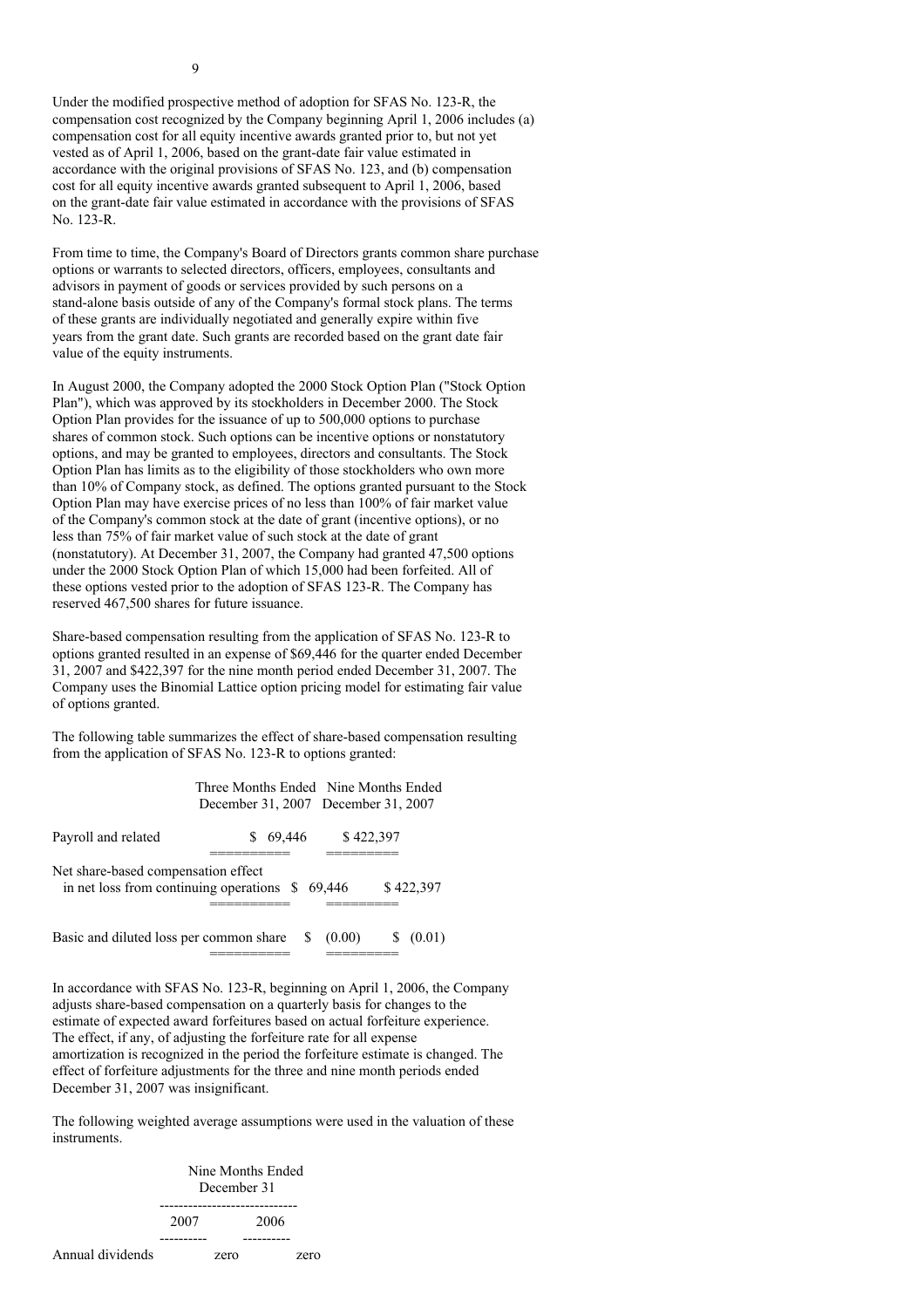Under the modified prospective method of adoption for SFAS No. 123-R, the compensation cost recognized by the Company beginning April 1, 2006 includes (a) compensation cost for all equity incentive awards granted prior to, but not yet vested as of April 1, 2006, based on the grant-date fair value estimated in accordance with the original provisions of SFAS No. 123, and (b) compensation cost for all equity incentive awards granted subsequent to April 1, 2006, based on the grant-date fair value estimated in accordance with the provisions of SFAS No. 123-R.

From time to time, the Company's Board of Directors grants common share purchase options or warrants to selected directors, officers, employees, consultants and advisors in payment of goods or services provided by such persons on a stand-alone basis outside of any of the Company's formal stock plans. The terms of these grants are individually negotiated and generally expire within five years from the grant date. Such grants are recorded based on the grant date fair value of the equity instruments.

In August 2000, the Company adopted the 2000 Stock Option Plan ("Stock Option Plan"), which was approved by its stockholders in December 2000. The Stock Option Plan provides for the issuance of up to 500,000 options to purchase shares of common stock. Such options can be incentive options or nonstatutory options, and may be granted to employees, directors and consultants. The Stock Option Plan has limits as to the eligibility of those stockholders who own more than 10% of Company stock, as defined. The options granted pursuant to the Stock Option Plan may have exercise prices of no less than 100% of fair market value of the Company's common stock at the date of grant (incentive options), or no less than 75% of fair market value of such stock at the date of grant (nonstatutory). At December 31, 2007, the Company had granted 47,500 options under the 2000 Stock Option Plan of which 15,000 had been forfeited. All of these options vested prior to the adoption of SFAS 123-R. The Company has reserved 467,500 shares for future issuance.

Share-based compensation resulting from the application of SFAS No. 123-R to options granted resulted in an expense of $69,446 for the quarter ended December 31, 2007 and $422,397 for the nine month period ended December 31, 2007. The Company uses the Binomial Lattice option pricing model for estimating fair value of options granted.

The following table summarizes the effect of share-based compensation resulting from the application of SFAS No. 123-R to options granted:

| | Three Months Ended December 31, 2007 | Nine Months Ended December 31, 2007 |
|---|---|---|
| Payroll and related | $ 69,446 | $ 422,397 |
| Net share-based compensation effect in net loss from continuing operations | $ 69,446 | $ 422,397 |
| Basic and diluted loss per common share | $ (0.00) | $ (0.01) |

In accordance with SFAS No. 123-R, beginning on April 1, 2006, the Company adjusts share-based compensation on a quarterly basis for changes to the estimate of expected award forfeitures based on actual forfeiture experience. The effect, if any, of adjusting the forfeiture rate for all expense amortization is recognized in the period the forfeiture estimate is changed. The effect of forfeiture adjustments for the three and nine month periods ended December 31, 2007 was insignificant.

The following weighted average assumptions were used in the valuation of these instruments.

| | Nine Months Ended December 31 | |
|---|---|---|
| | 2007 | 2006 |
| Annual dividends | zero | zero |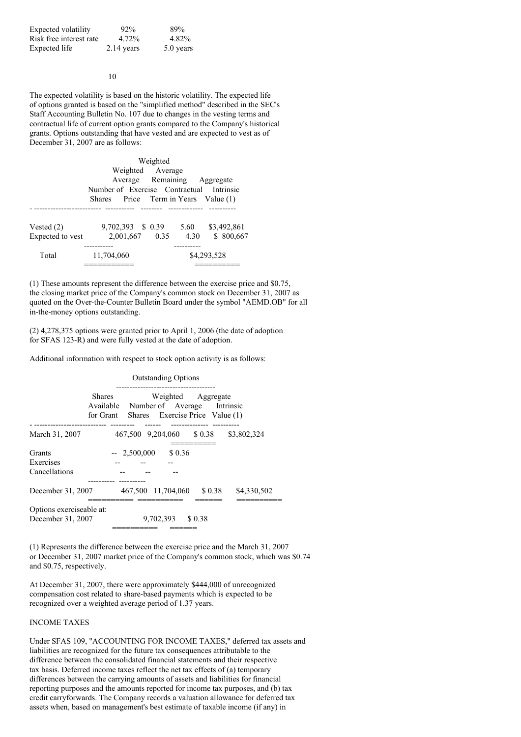| | | |
|---|---|---|
| Expected volatility | 92% | 89% |
| Risk free interest rate | 4.72% | 4.82% |
| Expected life | 2.14 years | 5.0 years |

The expected volatility is based on the historic volatility. The expected life of options granted is based on the "simplified method" described in the SEC's Staff Accounting Bulletin No. 107 due to changes in the vesting terms and contractual life of current option grants compared to the Company's historical grants. Options outstanding that have vested and are expected to vest as of December 31, 2007 are as follows:

| | Number of Shares | Weighted Average Exercise Price | Weighted Average Remaining Contractual Term in Years | Aggregate Intrinsic Value (1) |
|---|---|---|---|---|
| Vested (2) | 9,702,393 | $ 0.39 | 5.60 | $3,492,861 |
| Expected to vest | 2,001,667 | 0.35 | 4.30 | $ 800,667 |
| Total | 11,704,060 | | | $4,293,528 |

(1) These amounts represent the difference between the exercise price and $0.75, the closing market price of the Company's common stock on December 31, 2007 as quoted on the Over-the-Counter Bulletin Board under the symbol "AEMD.OB" for all in-the-money options outstanding.

(2) 4,278,375 options were granted prior to April 1, 2006 (the date of adoption for SFAS 123-R) and were fully vested at the date of adoption.

Additional information with respect to stock option activity is as follows:

| | Shares Available for Grant | Outstanding Options | | |
|---|---|---|---|---|
| | | Number of Shares | Weighted Average Exercise Price | Aggregate Intrinsic Value (1) |
| March 31, 2007 | 467,500 | 9,204,060 | $ 0.38 | $3,802,324 |
| Grants | -- | 2,500,000 | $ 0.36 | |
| Exercises | -- | -- | -- | |
| Cancellations | -- | -- | -- | |
| December 31, 2007 | 467,500 | 11,704,060 | $ 0.38 | $4,330,502 |
| Options exerciseable at: December 31, 2007 | | 9,702,393 | $ 0.38 | |

(1) Represents the difference between the exercise price and the March 31, 2007 or December 31, 2007 market price of the Company's common stock, which was $0.74 and $0.75, respectively.

At December 31, 2007, there were approximately $444,000 of unrecognized compensation cost related to share-based payments which is expected to be recognized over a weighted average period of 1.37 years.

## INCOME TAXES

Under SFAS 109, "ACCOUNTING FOR INCOME TAXES," deferred tax assets and liabilities are recognized for the future tax consequences attributable to the difference between the consolidated financial statements and their respective tax basis. Deferred income taxes reflect the net tax effects of (a) temporary differences between the carrying amounts of assets and liabilities for financial reporting purposes and the amounts reported for income tax purposes, and (b) tax credit carryforwards. The Company records a valuation allowance for deferred tax assets when, based on management's best estimate of taxable income (if any) in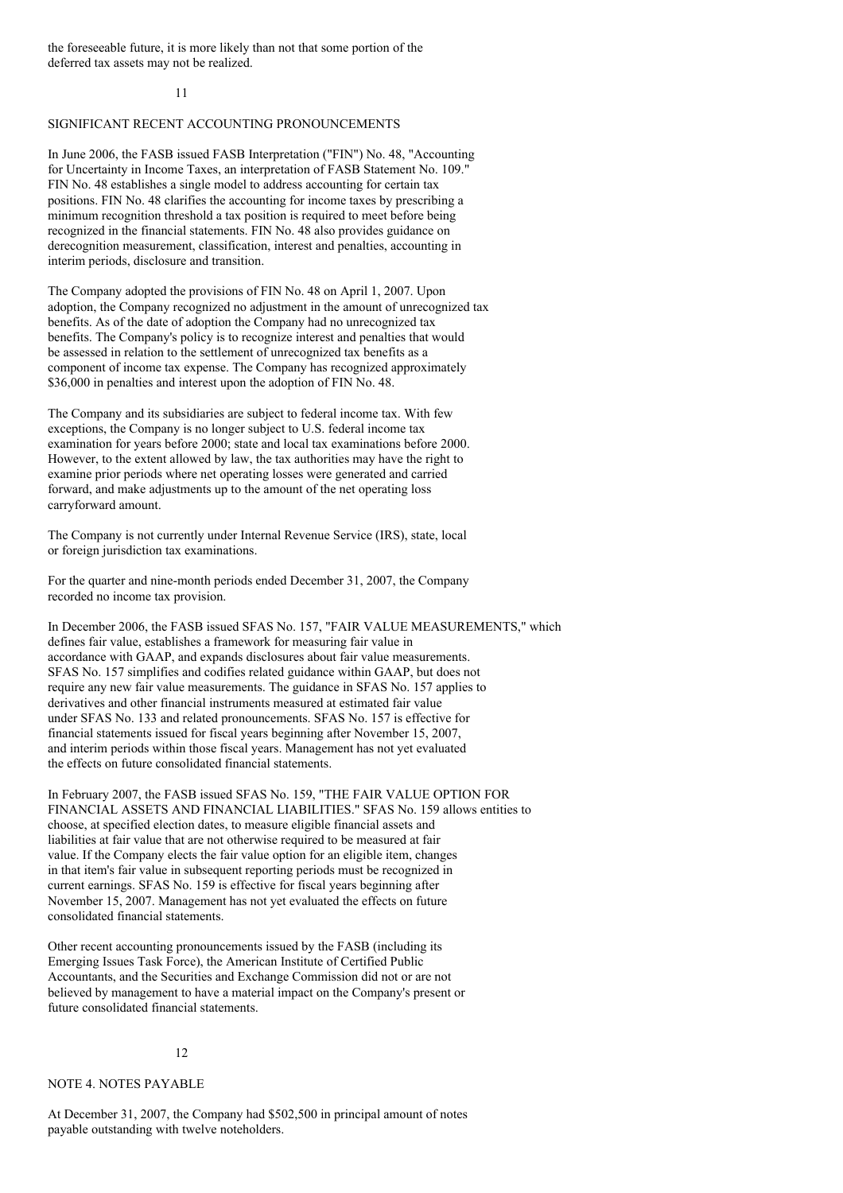the foreseeable future, it is more likely than not that some portion of the deferred tax assets may not be realized.

## SIGNIFICANT RECENT ACCOUNTING PRONOUNCEMENTS

In June 2006, the FASB issued FASB Interpretation ("FIN") No. 48, "Accounting for Uncertainty in Income Taxes, an interpretation of FASB Statement No. 109." FIN No. 48 establishes a single model to address accounting for certain tax positions. FIN No. 48 clarifies the accounting for income taxes by prescribing a minimum recognition threshold a tax position is required to meet before being recognized in the financial statements. FIN No. 48 also provides guidance on derecognition measurement, classification, interest and penalties, accounting in interim periods, disclosure and transition.

The Company adopted the provisions of FIN No. 48 on April 1, 2007. Upon adoption, the Company recognized no adjustment in the amount of unrecognized tax benefits. As of the date of adoption the Company had no unrecognized tax benefits. The Company's policy is to recognize interest and penalties that would be assessed in relation to the settlement of unrecognized tax benefits as a component of income tax expense. The Company has recognized approximately $36,000 in penalties and interest upon the adoption of FIN No. 48.

The Company and its subsidiaries are subject to federal income tax. With few exceptions, the Company is no longer subject to U.S. federal income tax examination for years before 2000; state and local tax examinations before 2000. However, to the extent allowed by law, the tax authorities may have the right to examine prior periods where net operating losses were generated and carried forward, and make adjustments up to the amount of the net operating loss carryforward amount.

The Company is not currently under Internal Revenue Service (IRS), state, local or foreign jurisdiction tax examinations.

For the quarter and nine-month periods ended December 31, 2007, the Company recorded no income tax provision.

In December 2006, the FASB issued SFAS No. 157, "FAIR VALUE MEASUREMENTS," which defines fair value, establishes a framework for measuring fair value in accordance with GAAP, and expands disclosures about fair value measurements. SFAS No. 157 simplifies and codifies related guidance within GAAP, but does not require any new fair value measurements. The guidance in SFAS No. 157 applies to derivatives and other financial instruments measured at estimated fair value under SFAS No. 133 and related pronouncements. SFAS No. 157 is effective for financial statements issued for fiscal years beginning after November 15, 2007, and interim periods within those fiscal years. Management has not yet evaluated the effects on future consolidated financial statements.

In February 2007, the FASB issued SFAS No. 159, "THE FAIR VALUE OPTION FOR FINANCIAL ASSETS AND FINANCIAL LIABILITIES." SFAS No. 159 allows entities to choose, at specified election dates, to measure eligible financial assets and liabilities at fair value that are not otherwise required to be measured at fair value. If the Company elects the fair value option for an eligible item, changes in that item's fair value in subsequent reporting periods must be recognized in current earnings. SFAS No. 159 is effective for fiscal years beginning after November 15, 2007. Management has not yet evaluated the effects on future consolidated financial statements.

Other recent accounting pronouncements issued by the FASB (including its Emerging Issues Task Force), the American Institute of Certified Public Accountants, and the Securities and Exchange Commission did not or are not believed by management to have a material impact on the Company's present or future consolidated financial statements.

## NOTE 4. NOTES PAYABLE

At December 31, 2007, the Company had $502,500 in principal amount of notes payable outstanding with twelve noteholders.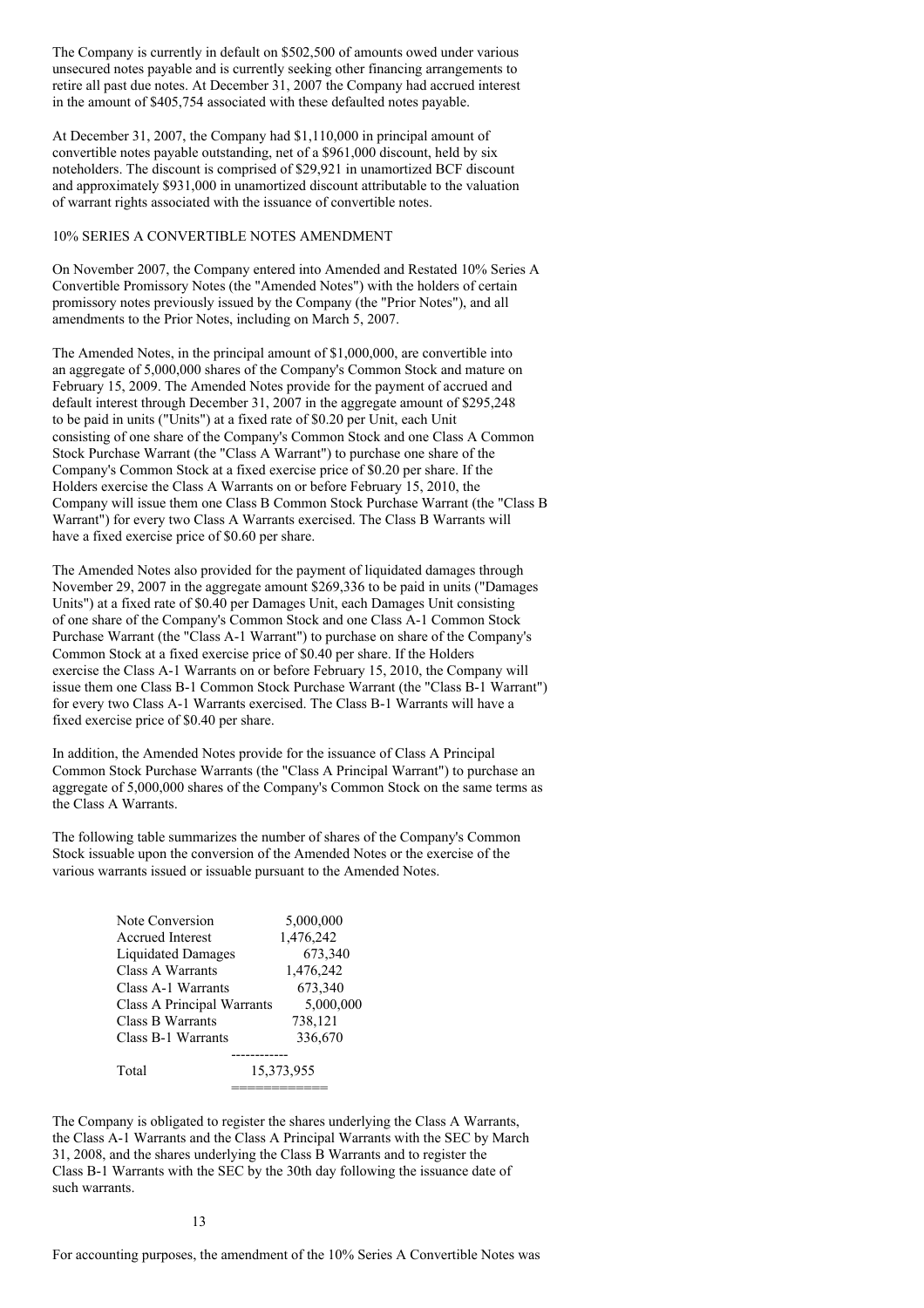The Company is currently in default on $502,500 of amounts owed under various unsecured notes payable and is currently seeking other financing arrangements to retire all past due notes. At December 31, 2007 the Company had accrued interest in the amount of $405,754 associated with these defaulted notes payable.

At December 31, 2007, the Company had $1,110,000 in principal amount of convertible notes payable outstanding, net of a $961,000 discount, held by six noteholders. The discount is comprised of $29,921 in unamortized BCF discount and approximately $931,000 in unamortized discount attributable to the valuation of warrant rights associated with the issuance of convertible notes.

## 10% SERIES A CONVERTIBLE NOTES AMENDMENT

On November 2007, the Company entered into Amended and Restated 10% Series A Convertible Promissory Notes (the "Amended Notes") with the holders of certain promissory notes previously issued by the Company (the "Prior Notes"), and all amendments to the Prior Notes, including on March 5, 2007.

The Amended Notes, in the principal amount of $1,000,000, are convertible into an aggregate of 5,000,000 shares of the Company's Common Stock and mature on February 15, 2009. The Amended Notes provide for the payment of accrued and default interest through December 31, 2007 in the aggregate amount of $295,248 to be paid in units ("Units") at a fixed rate of $0.20 per Unit, each Unit consisting of one share of the Company's Common Stock and one Class A Common Stock Purchase Warrant (the "Class A Warrant") to purchase one share of the Company's Common Stock at a fixed exercise price of $0.20 per share. If the Holders exercise the Class A Warrants on or before February 15, 2010, the Company will issue them one Class B Common Stock Purchase Warrant (the "Class B Warrant") for every two Class A Warrants exercised. The Class B Warrants will have a fixed exercise price of $0.60 per share.

The Amended Notes also provided for the payment of liquidated damages through November 29, 2007 in the aggregate amount $269,336 to be paid in units ("Damages Units") at a fixed rate of $0.40 per Damages Unit, each Damages Unit consisting of one share of the Company's Common Stock and one Class A-1 Common Stock Purchase Warrant (the "Class A-1 Warrant") to purchase on share of the Company's Common Stock at a fixed exercise price of $0.40 per share. If the Holders exercise the Class A-1 Warrants on or before February 15, 2010, the Company will issue them one Class B-1 Common Stock Purchase Warrant (the "Class B-1 Warrant") for every two Class A-1 Warrants exercised. The Class B-1 Warrants will have a fixed exercise price of $0.40 per share.

In addition, the Amended Notes provide for the issuance of Class A Principal Common Stock Purchase Warrants (the "Class A Principal Warrant") to purchase an aggregate of 5,000,000 shares of the Company's Common Stock on the same terms as the Class A Warrants.

The following table summarizes the number of shares of the Company's Common Stock issuable upon the conversion of the Amended Notes or the exercise of the various warrants issued or issuable pursuant to the Amended Notes.

| | |
|---|---|
| Note Conversion | 5,000,000 |
| Accrued Interest | 1,476,242 |
| Liquidated Damages | 673,340 |
| Class A Warrants | 1,476,242 |
| Class A-1 Warrants | 673,340 |
| Class A Principal Warrants | 5,000,000 |
| Class B Warrants | 738,121 |
| Class B-1 Warrants | 336,670 |
| Total | 15,373,955 |

The Company is obligated to register the shares underlying the Class A Warrants, the Class A-1 Warrants and the Class A Principal Warrants with the SEC by March 31, 2008, and the shares underlying the Class B Warrants and to register the Class B-1 Warrants with the SEC by the 30th day following the issuance date of such warrants.

For accounting purposes, the amendment of the 10% Series A Convertible Notes was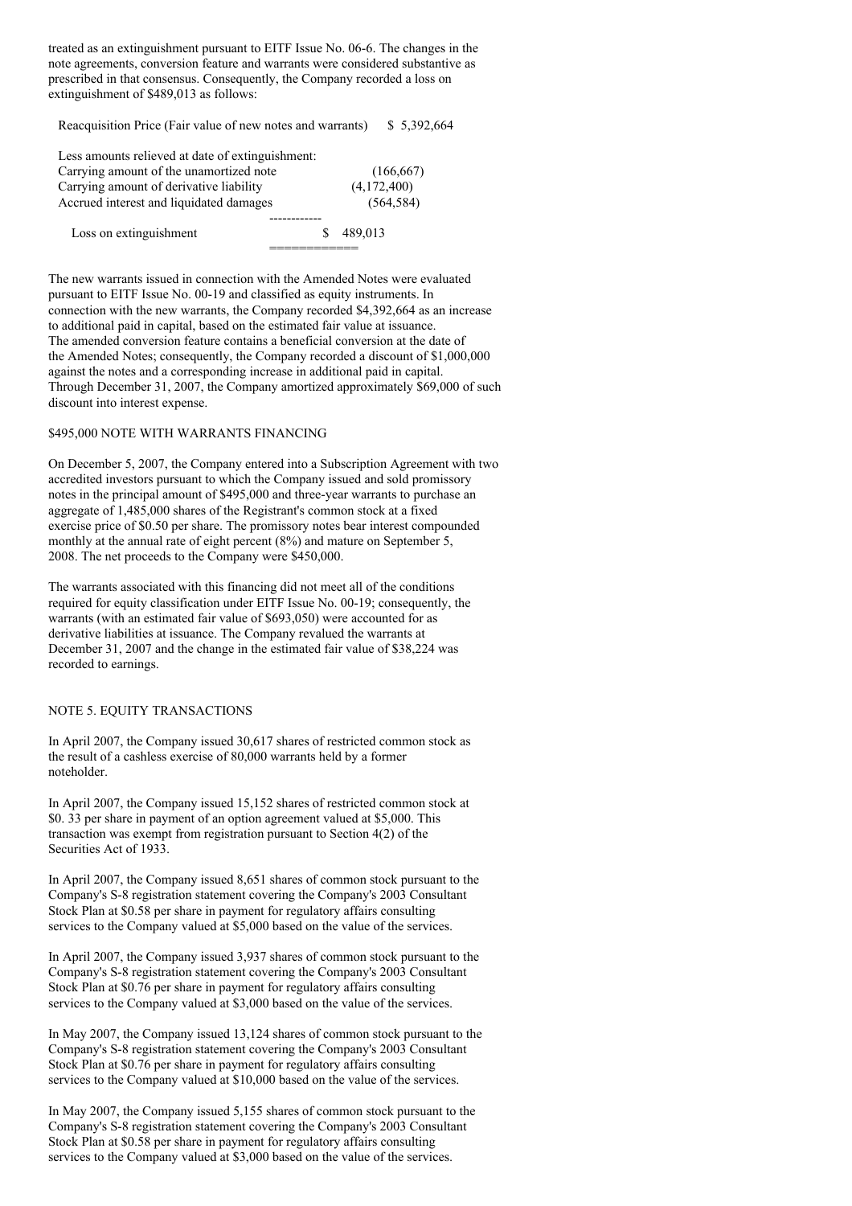treated as an extinguishment pursuant to EITF Issue No. 06-6. The changes in the note agreements, conversion feature and warrants were considered substantive as prescribed in that consensus. Consequently, the Company recorded a loss on extinguishment of $489,013 as follows:

| | |
|---|---|
| Reacquisition Price (Fair value of new notes and warrants) | $ 5,392,664 |
| Less amounts relieved at date of extinguishment: | |
| Carrying amount of the unamortized note | (166,667) |
| Carrying amount of derivative liability | (4,172,400) |
| Accrued interest and liquidated damages | (564,584) |
| Loss on extinguishment | $ 489,013 |

The new warrants issued in connection with the Amended Notes were evaluated pursuant to EITF Issue No. 00-19 and classified as equity instruments. In connection with the new warrants, the Company recorded $4,392,664 as an increase to additional paid in capital, based on the estimated fair value at issuance. The amended conversion feature contains a beneficial conversion at the date of the Amended Notes; consequently, the Company recorded a discount of $1,000,000 against the notes and a corresponding increase in additional paid in capital. Through December 31, 2007, the Company amortized approximately $69,000 of such discount into interest expense.

$495,000 NOTE WITH WARRANTS FINANCING

On December 5, 2007, the Company entered into a Subscription Agreement with two accredited investors pursuant to which the Company issued and sold promissory notes in the principal amount of $495,000 and three-year warrants to purchase an aggregate of 1,485,000 shares of the Registrant's common stock at a fixed exercise price of $0.50 per share. The promissory notes bear interest compounded monthly at the annual rate of eight percent (8%) and mature on September 5, 2008. The net proceeds to the Company were $450,000.

The warrants associated with this financing did not meet all of the conditions required for equity classification under EITF Issue No. 00-19; consequently, the warrants (with an estimated fair value of $693,050) were accounted for as derivative liabilities at issuance. The Company revalued the warrants at December 31, 2007 and the change in the estimated fair value of $38,224 was recorded to earnings.

NOTE 5. EQUITY TRANSACTIONS

In April 2007, the Company issued 30,617 shares of restricted common stock as the result of a cashless exercise of 80,000 warrants held by a former noteholder.

In April 2007, the Company issued 15,152 shares of restricted common stock at $0. 33 per share in payment of an option agreement valued at $5,000. This transaction was exempt from registration pursuant to Section 4(2) of the Securities Act of 1933.

In April 2007, the Company issued 8,651 shares of common stock pursuant to the Company's S-8 registration statement covering the Company's 2003 Consultant Stock Plan at $0.58 per share in payment for regulatory affairs consulting services to the Company valued at $5,000 based on the value of the services.

In April 2007, the Company issued 3,937 shares of common stock pursuant to the Company's S-8 registration statement covering the Company's 2003 Consultant Stock Plan at $0.76 per share in payment for regulatory affairs consulting services to the Company valued at $3,000 based on the value of the services.

In May 2007, the Company issued 13,124 shares of common stock pursuant to the Company's S-8 registration statement covering the Company's 2003 Consultant Stock Plan at $0.76 per share in payment for regulatory affairs consulting services to the Company valued at $10,000 based on the value of the services.

In May 2007, the Company issued 5,155 shares of common stock pursuant to the Company's S-8 registration statement covering the Company's 2003 Consultant Stock Plan at $0.58 per share in payment for regulatory affairs consulting services to the Company valued at $3,000 based on the value of the services.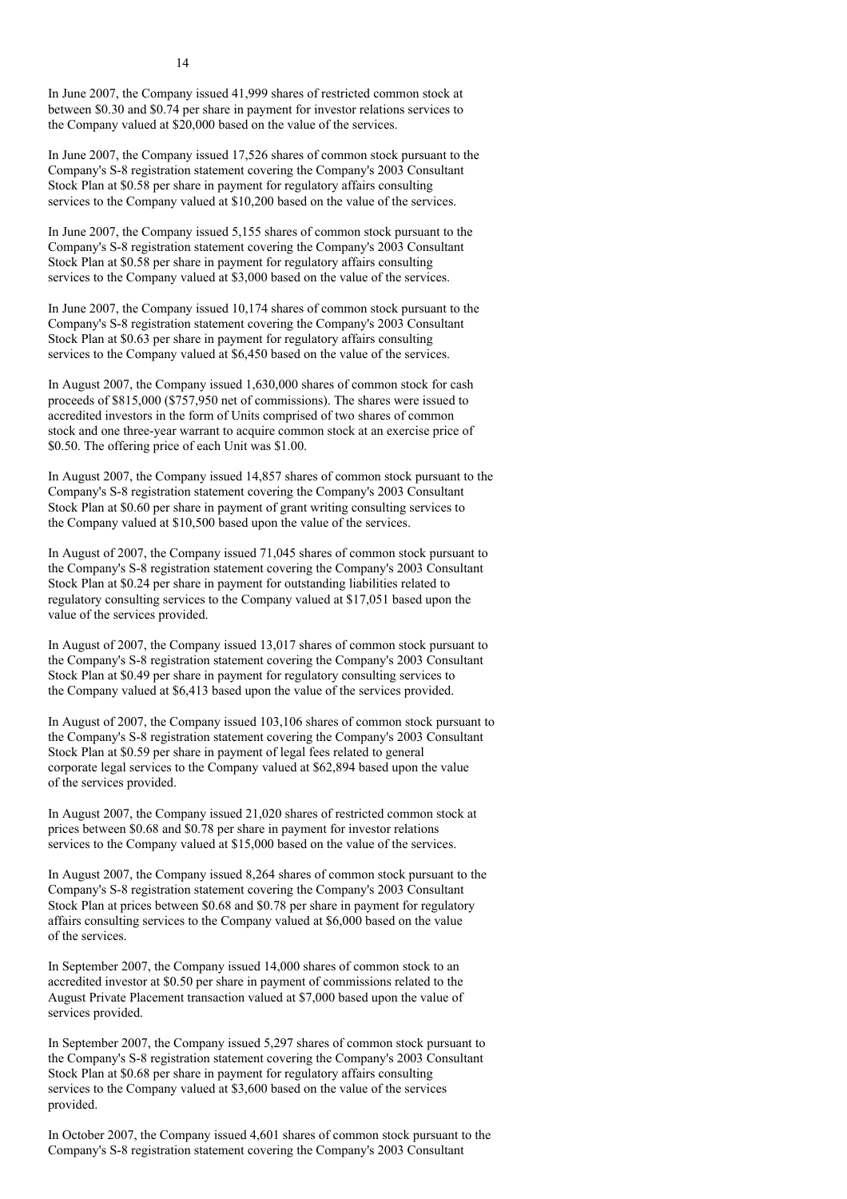In June 2007, the Company issued 41,999 shares of restricted common stock at between $0.30 and $0.74 per share in payment for investor relations services to the Company valued at $20,000 based on the value of the services.

In June 2007, the Company issued 17,526 shares of common stock pursuant to the Company's S-8 registration statement covering the Company's 2003 Consultant Stock Plan at $0.58 per share in payment for regulatory affairs consulting services to the Company valued at $10,200 based on the value of the services.

In June 2007, the Company issued 5,155 shares of common stock pursuant to the Company's S-8 registration statement covering the Company's 2003 Consultant Stock Plan at $0.58 per share in payment for regulatory affairs consulting services to the Company valued at $3,000 based on the value of the services.

In June 2007, the Company issued 10,174 shares of common stock pursuant to the Company's S-8 registration statement covering the Company's 2003 Consultant Stock Plan at $0.63 per share in payment for regulatory affairs consulting services to the Company valued at $6,450 based on the value of the services.

In August 2007, the Company issued 1,630,000 shares of common stock for cash proceeds of $815,000 ($757,950 net of commissions). The shares were issued to accredited investors in the form of Units comprised of two shares of common stock and one three-year warrant to acquire common stock at an exercise price of $0.50. The offering price of each Unit was $1.00.

In August 2007, the Company issued 14,857 shares of common stock pursuant to the Company's S-8 registration statement covering the Company's 2003 Consultant Stock Plan at $0.60 per share in payment of grant writing consulting services to the Company valued at $10,500 based upon the value of the services.

In August of 2007, the Company issued 71,045 shares of common stock pursuant to the Company's S-8 registration statement covering the Company's 2003 Consultant Stock Plan at $0.24 per share in payment for outstanding liabilities related to regulatory consulting services to the Company valued at $17,051 based upon the value of the services provided.

In August of 2007, the Company issued 13,017 shares of common stock pursuant to the Company's S-8 registration statement covering the Company's 2003 Consultant Stock Plan at $0.49 per share in payment for regulatory consulting services to the Company valued at $6,413 based upon the value of the services provided.

In August of 2007, the Company issued 103,106 shares of common stock pursuant to the Company's S-8 registration statement covering the Company's 2003 Consultant Stock Plan at $0.59 per share in payment of legal fees related to general corporate legal services to the Company valued at $62,894 based upon the value of the services provided.

In August 2007, the Company issued 21,020 shares of restricted common stock at prices between $0.68 and $0.78 per share in payment for investor relations services to the Company valued at $15,000 based on the value of the services.

In August 2007, the Company issued 8,264 shares of common stock pursuant to the Company's S-8 registration statement covering the Company's 2003 Consultant Stock Plan at prices between $0.68 and $0.78 per share in payment for regulatory affairs consulting services to the Company valued at $6,000 based on the value of the services.

In September 2007, the Company issued 14,000 shares of common stock to an accredited investor at $0.50 per share in payment of commissions related to the August Private Placement transaction valued at $7,000 based upon the value of services provided.

In September 2007, the Company issued 5,297 shares of common stock pursuant to the Company's S-8 registration statement covering the Company's 2003 Consultant Stock Plan at $0.68 per share in payment for regulatory affairs consulting services to the Company valued at $3,600 based on the value of the services provided.

In October 2007, the Company issued 4,601 shares of common stock pursuant to the Company's S-8 registration statement covering the Company's 2003 Consultant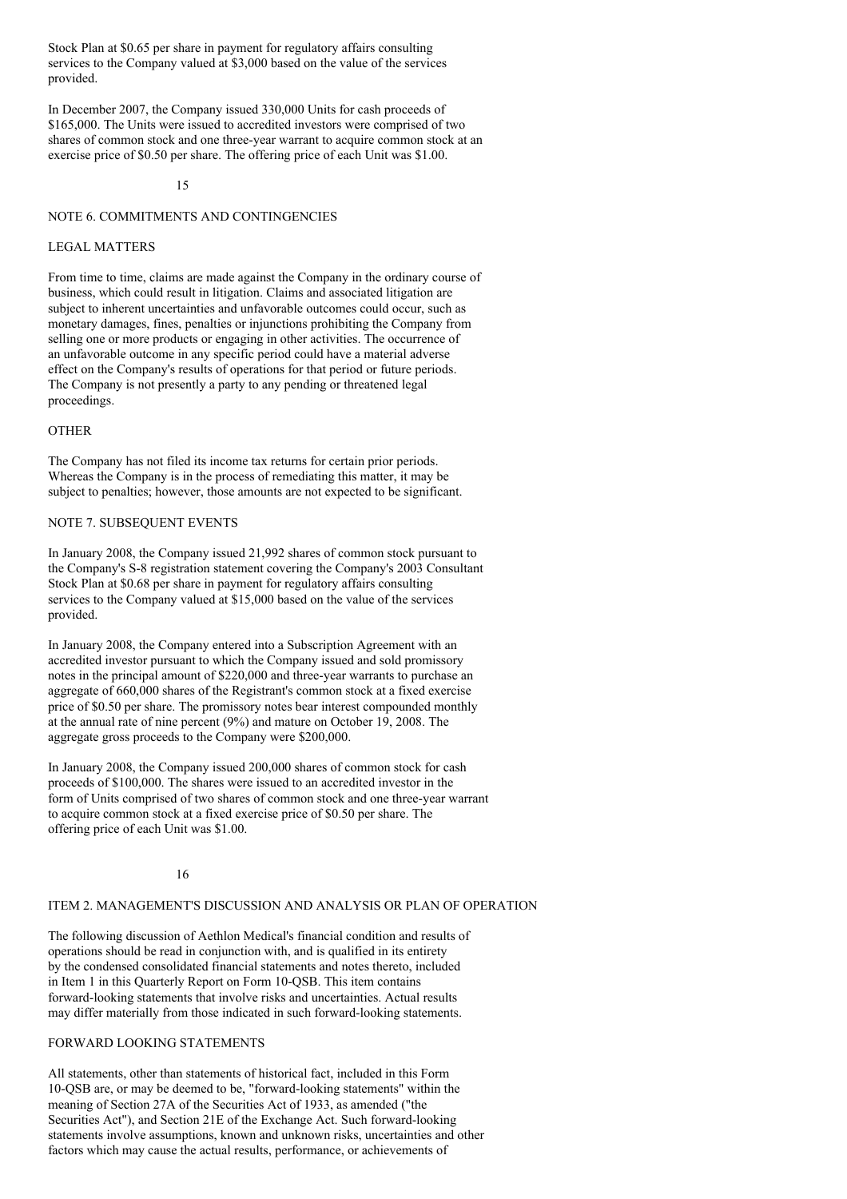Stock Plan at $0.65 per share in payment for regulatory affairs consulting services to the Company valued at $3,000 based on the value of the services provided.

In December 2007, the Company issued 330,000 Units for cash proceeds of $165,000. The Units were issued to accredited investors were comprised of two shares of common stock and one three-year warrant to acquire common stock at an exercise price of $0.50 per share. The offering price of each Unit was $1.00.

## NOTE 6. COMMITMENTS AND CONTINGENCIES

### LEGAL MATTERS

From time to time, claims are made against the Company in the ordinary course of business, which could result in litigation. Claims and associated litigation are subject to inherent uncertainties and unfavorable outcomes could occur, such as monetary damages, fines, penalties or injunctions prohibiting the Company from selling one or more products or engaging in other activities. The occurrence of an unfavorable outcome in any specific period could have a material adverse effect on the Company's results of operations for that period or future periods. The Company is not presently a party to any pending or threatened legal proceedings.

### OTHER

The Company has not filed its income tax returns for certain prior periods. Whereas the Company is in the process of remediating this matter, it may be subject to penalties; however, those amounts are not expected to be significant.

## NOTE 7. SUBSEQUENT EVENTS

In January 2008, the Company issued 21,992 shares of common stock pursuant to the Company's S-8 registration statement covering the Company's 2003 Consultant Stock Plan at $0.68 per share in payment for regulatory affairs consulting services to the Company valued at $15,000 based on the value of the services provided.

In January 2008, the Company entered into a Subscription Agreement with an accredited investor pursuant to which the Company issued and sold promissory notes in the principal amount of $220,000 and three-year warrants to purchase an aggregate of 660,000 shares of the Registrant's common stock at a fixed exercise price of $0.50 per share. The promissory notes bear interest compounded monthly at the annual rate of nine percent (9%) and mature on October 19, 2008. The aggregate gross proceeds to the Company were $200,000.

In January 2008, the Company issued 200,000 shares of common stock for cash proceeds of $100,000. The shares were issued to an accredited investor in the form of Units comprised of two shares of common stock and one three-year warrant to acquire common stock at a fixed exercise price of $0.50 per share. The offering price of each Unit was $1.00.

# ITEM 2. MANAGEMENT'S DISCUSSION AND ANALYSIS OR PLAN OF OPERATION

The following discussion of Aethlon Medical's financial condition and results of operations should be read in conjunction with, and is qualified in its entirety by the condensed consolidated financial statements and notes thereto, included in Item 1 in this Quarterly Report on Form 10-QSB. This item contains forward-looking statements that involve risks and uncertainties. Actual results may differ materially from those indicated in such forward-looking statements.

## FORWARD LOOKING STATEMENTS

All statements, other than statements of historical fact, included in this Form 10-QSB are, or may be deemed to be, "forward-looking statements" within the meaning of Section 27A of the Securities Act of 1933, as amended ("the Securities Act"), and Section 21E of the Exchange Act. Such forward-looking statements involve assumptions, known and unknown risks, uncertainties and other factors which may cause the actual results, performance, or achievements of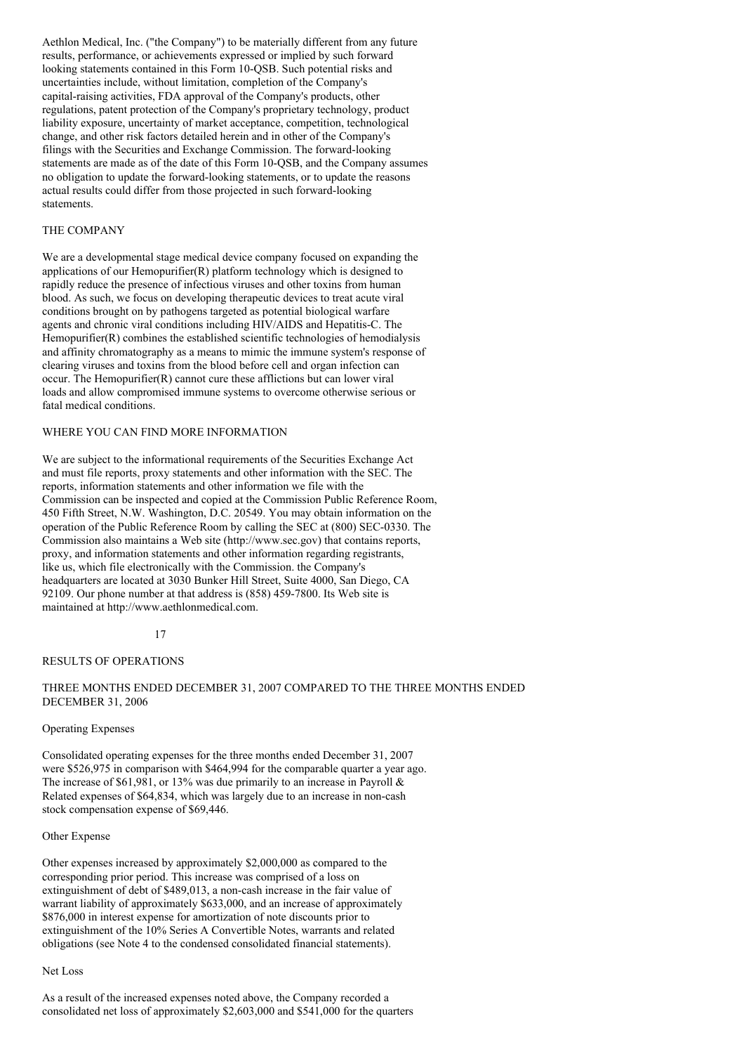Aethlon Medical, Inc. ("the Company") to be materially different from any future results, performance, or achievements expressed or implied by such forward looking statements contained in this Form 10-QSB. Such potential risks and uncertainties include, without limitation, completion of the Company's capital-raising activities, FDA approval of the Company's products, other regulations, patent protection of the Company's proprietary technology, product liability exposure, uncertainty of market acceptance, competition, technological change, and other risk factors detailed herein and in other of the Company's filings with the Securities and Exchange Commission. The forward-looking statements are made as of the date of this Form 10-QSB, and the Company assumes no obligation to update the forward-looking statements, or to update the reasons actual results could differ from those projected in such forward-looking statements.

## THE COMPANY

We are a developmental stage medical device company focused on expanding the applications of our Hemopurifier(R) platform technology which is designed to rapidly reduce the presence of infectious viruses and other toxins from human blood. As such, we focus on developing therapeutic devices to treat acute viral conditions brought on by pathogens targeted as potential biological warfare agents and chronic viral conditions including HIV/AIDS and Hepatitis-C. The Hemopurifier(R) combines the established scientific technologies of hemodialysis and affinity chromatography as a means to mimic the immune system's response of clearing viruses and toxins from the blood before cell and organ infection can occur. The Hemopurifier(R) cannot cure these afflictions but can lower viral loads and allow compromised immune systems to overcome otherwise serious or fatal medical conditions.

## WHERE YOU CAN FIND MORE INFORMATION

We are subject to the informational requirements of the Securities Exchange Act and must file reports, proxy statements and other information with the SEC. The reports, information statements and other information we file with the Commission can be inspected and copied at the Commission Public Reference Room, 450 Fifth Street, N.W. Washington, D.C. 20549. You may obtain information on the operation of the Public Reference Room by calling the SEC at (800) SEC-0330. The Commission also maintains a Web site (http://www.sec.gov) that contains reports, proxy, and information statements and other information regarding registrants, like us, which file electronically with the Commission. the Company's headquarters are located at 3030 Bunker Hill Street, Suite 4000, San Diego, CA 92109. Our phone number at that address is (858) 459-7800. Its Web site is maintained at http://www.aethlonmedical.com.

## RESULTS OF OPERATIONS

### THREE MONTHS ENDED DECEMBER 31, 2007 COMPARED TO THE THREE MONTHS ENDED DECEMBER 31, 2006

#### Operating Expenses

Consolidated operating expenses for the three months ended December 31, 2007 were $526,975 in comparison with $464,994 for the comparable quarter a year ago. The increase of $61,981, or 13% was due primarily to an increase in Payroll & Related expenses of $64,834, which was largely due to an increase in non-cash stock compensation expense of $69,446.

#### Other Expense

Other expenses increased by approximately $2,000,000 as compared to the corresponding prior period. This increase was comprised of a loss on extinguishment of debt of $489,013, a non-cash increase in the fair value of warrant liability of approximately $633,000, and an increase of approximately $876,000 in interest expense for amortization of note discounts prior to extinguishment of the 10% Series A Convertible Notes, warrants and related obligations (see Note 4 to the condensed consolidated financial statements).

#### Net Loss

As a result of the increased expenses noted above, the Company recorded a consolidated net loss of approximately $2,603,000 and $541,000 for the quarters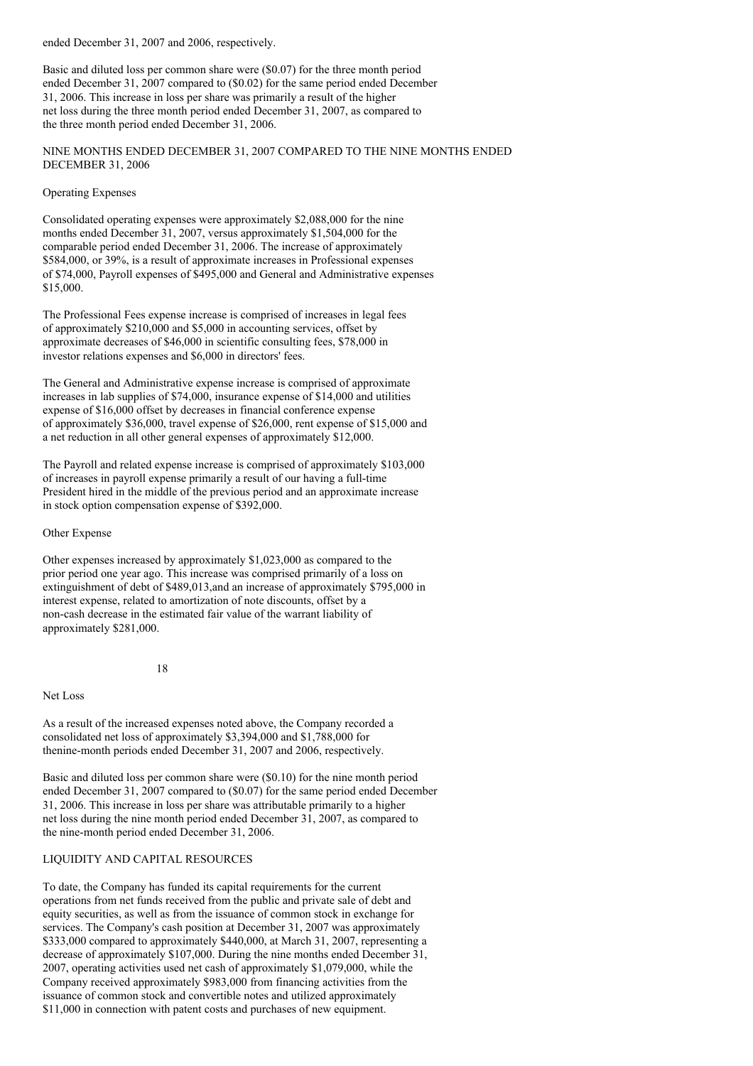ended December 31, 2007 and 2006, respectively.

Basic and diluted loss per common share were ($0.07) for the three month period ended December 31, 2007 compared to ($0.02) for the same period ended December 31, 2006. This increase in loss per share was primarily a result of the higher net loss during the three month period ended December 31, 2007, as compared to the three month period ended December 31, 2006.

NINE MONTHS ENDED DECEMBER 31, 2007 COMPARED TO THE NINE MONTHS ENDED DECEMBER 31, 2006

Operating Expenses

Consolidated operating expenses were approximately $2,088,000 for the nine months ended December 31, 2007, versus approximately $1,504,000 for the comparable period ended December 31, 2006. The increase of approximately $584,000, or 39%, is a result of approximate increases in Professional expenses of $74,000, Payroll expenses of $495,000 and General and Administrative expenses $15,000.

The Professional Fees expense increase is comprised of increases in legal fees of approximately $210,000 and $5,000 in accounting services, offset by approximate decreases of $46,000 in scientific consulting fees, $78,000 in investor relations expenses and $6,000 in directors' fees.

The General and Administrative expense increase is comprised of approximate increases in lab supplies of $74,000, insurance expense of $14,000 and utilities expense of $16,000 offset by decreases in financial conference expense of approximately $36,000, travel expense of $26,000, rent expense of $15,000 and a net reduction in all other general expenses of approximately $12,000.

The Payroll and related expense increase is comprised of approximately $103,000 of increases in payroll expense primarily a result of our having a full-time President hired in the middle of the previous period and an approximate increase in stock option compensation expense of $392,000.

Other Expense

Other expenses increased by approximately $1,023,000 as compared to the prior period one year ago. This increase was comprised primarily of a loss on extinguishment of debt of $489,013,and an increase of approximately $795,000 in interest expense, related to amortization of note discounts, offset by a non-cash decrease in the estimated fair value of the warrant liability of approximately $281,000.

Net Loss

As a result of the increased expenses noted above, the Company recorded a consolidated net loss of approximately $3,394,000 and $1,788,000 for thenine-month periods ended December 31, 2007 and 2006, respectively.

Basic and diluted loss per common share were ($0.10) for the nine month period ended December 31, 2007 compared to ($0.07) for the same period ended December 31, 2006. This increase in loss per share was attributable primarily to a higher net loss during the nine month period ended December 31, 2007, as compared to the nine-month period ended December 31, 2006.

LIQUIDITY AND CAPITAL RESOURCES

To date, the Company has funded its capital requirements for the current operations from net funds received from the public and private sale of debt and equity securities, as well as from the issuance of common stock in exchange for services. The Company's cash position at December 31, 2007 was approximately $333,000 compared to approximately $440,000, at March 31, 2007, representing a decrease of approximately $107,000. During the nine months ended December 31, 2007, operating activities used net cash of approximately $1,079,000, while the Company received approximately $983,000 from financing activities from the issuance of common stock and convertible notes and utilized approximately $11,000 in connection with patent costs and purchases of new equipment.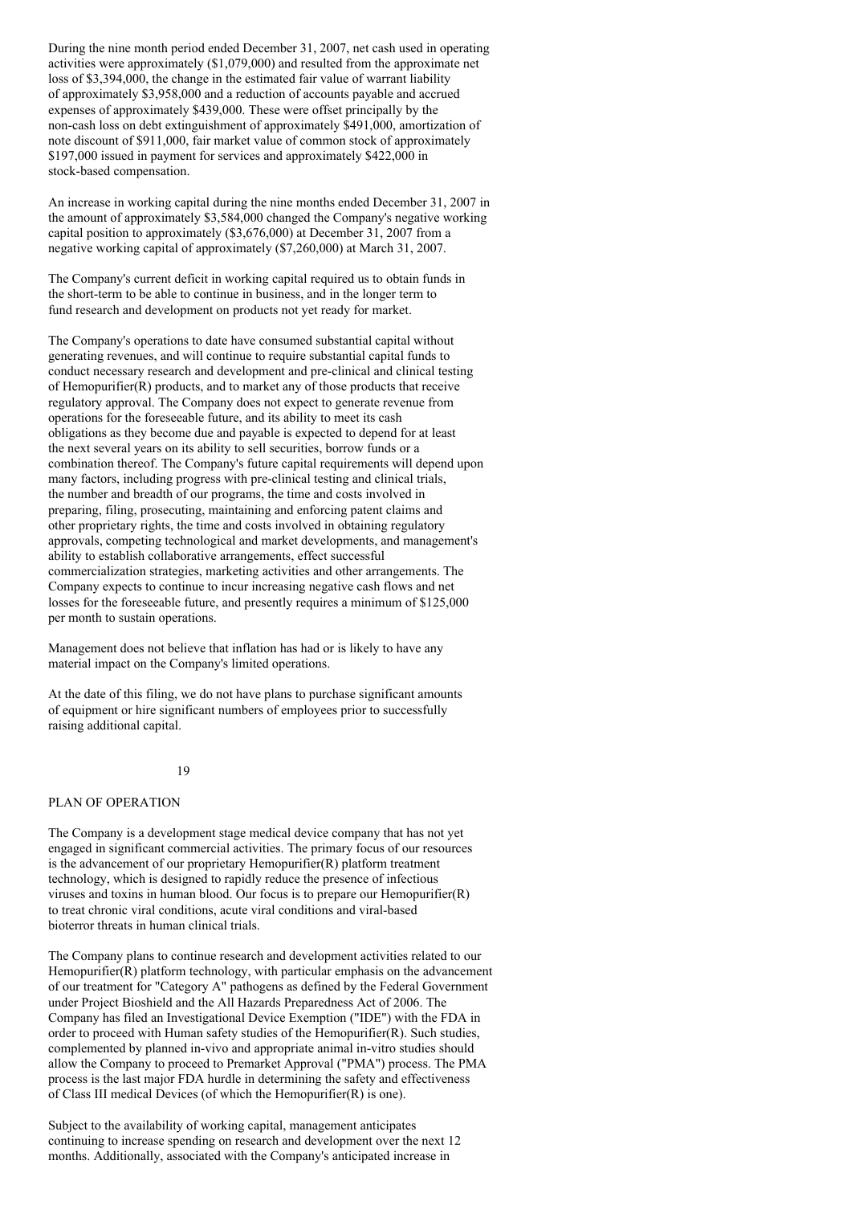During the nine month period ended December 31, 2007, net cash used in operating activities were approximately ($1,079,000) and resulted from the approximate net loss of $3,394,000, the change in the estimated fair value of warrant liability of approximately $3,958,000 and a reduction of accounts payable and accrued expenses of approximately $439,000. These were offset principally by the non-cash loss on debt extinguishment of approximately $491,000, amortization of note discount of $911,000, fair market value of common stock of approximately $197,000 issued in payment for services and approximately $422,000 in stock-based compensation.

An increase in working capital during the nine months ended December 31, 2007 in the amount of approximately $3,584,000 changed the Company's negative working capital position to approximately ($3,676,000) at December 31, 2007 from a negative working capital of approximately ($7,260,000) at March 31, 2007.

The Company's current deficit in working capital required us to obtain funds in the short-term to be able to continue in business, and in the longer term to fund research and development on products not yet ready for market.

The Company's operations to date have consumed substantial capital without generating revenues, and will continue to require substantial capital funds to conduct necessary research and development and pre-clinical and clinical testing of Hemopurifier(R) products, and to market any of those products that receive regulatory approval. The Company does not expect to generate revenue from operations for the foreseeable future, and its ability to meet its cash obligations as they become due and payable is expected to depend for at least the next several years on its ability to sell securities, borrow funds or a combination thereof. The Company's future capital requirements will depend upon many factors, including progress with pre-clinical testing and clinical trials, the number and breadth of our programs, the time and costs involved in preparing, filing, prosecuting, maintaining and enforcing patent claims and other proprietary rights, the time and costs involved in obtaining regulatory approvals, competing technological and market developments, and management's ability to establish collaborative arrangements, effect successful commercialization strategies, marketing activities and other arrangements. The Company expects to continue to incur increasing negative cash flows and net losses for the foreseeable future, and presently requires a minimum of $125,000 per month to sustain operations.

Management does not believe that inflation has had or is likely to have any material impact on the Company's limited operations.

At the date of this filing, we do not have plans to purchase significant amounts of equipment or hire significant numbers of employees prior to successfully raising additional capital.

## PLAN OF OPERATION

The Company is a development stage medical device company that has not yet engaged in significant commercial activities. The primary focus of our resources is the advancement of our proprietary Hemopurifier(R) platform treatment technology, which is designed to rapidly reduce the presence of infectious viruses and toxins in human blood. Our focus is to prepare our Hemopurifier(R) to treat chronic viral conditions, acute viral conditions and viral-based bioterror threats in human clinical trials.

The Company plans to continue research and development activities related to our Hemopurifier(R) platform technology, with particular emphasis on the advancement of our treatment for "Category A" pathogens as defined by the Federal Government under Project Bioshield and the All Hazards Preparedness Act of 2006. The Company has filed an Investigational Device Exemption ("IDE") with the FDA in order to proceed with Human safety studies of the Hemopurifier(R). Such studies, complemented by planned in-vivo and appropriate animal in-vitro studies should allow the Company to proceed to Premarket Approval ("PMA") process. The PMA process is the last major FDA hurdle in determining the safety and effectiveness of Class III medical Devices (of which the Hemopurifier(R) is one).

Subject to the availability of working capital, management anticipates continuing to increase spending on research and development over the next 12 months. Additionally, associated with the Company's anticipated increase in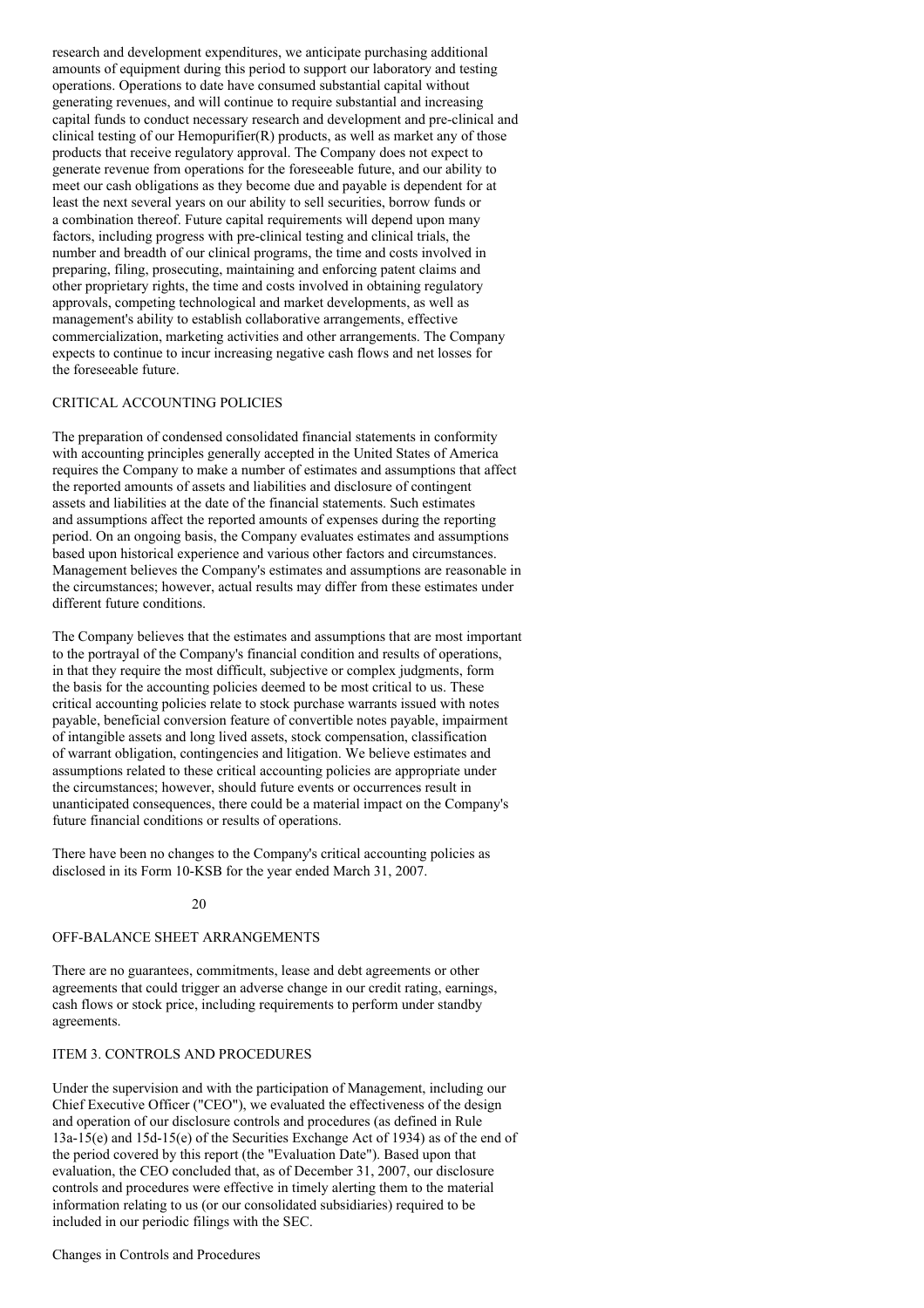research and development expenditures, we anticipate purchasing additional amounts of equipment during this period to support our laboratory and testing operations. Operations to date have consumed substantial capital without generating revenues, and will continue to require substantial and increasing capital funds to conduct necessary research and development and pre-clinical and clinical testing of our Hemopurifier(R) products, as well as market any of those products that receive regulatory approval. The Company does not expect to generate revenue from operations for the foreseeable future, and our ability to meet our cash obligations as they become due and payable is dependent for at least the next several years on our ability to sell securities, borrow funds or a combination thereof. Future capital requirements will depend upon many factors, including progress with pre-clinical testing and clinical trials, the number and breadth of our clinical programs, the time and costs involved in preparing, filing, prosecuting, maintaining and enforcing patent claims and other proprietary rights, the time and costs involved in obtaining regulatory approvals, competing technological and market developments, as well as management's ability to establish collaborative arrangements, effective commercialization, marketing activities and other arrangements. The Company expects to continue to incur increasing negative cash flows and net losses for the foreseeable future.

## CRITICAL ACCOUNTING POLICIES

The preparation of condensed consolidated financial statements in conformity with accounting principles generally accepted in the United States of America requires the Company to make a number of estimates and assumptions that affect the reported amounts of assets and liabilities and disclosure of contingent assets and liabilities at the date of the financial statements. Such estimates and assumptions affect the reported amounts of expenses during the reporting period. On an ongoing basis, the Company evaluates estimates and assumptions based upon historical experience and various other factors and circumstances. Management believes the Company's estimates and assumptions are reasonable in the circumstances; however, actual results may differ from these estimates under different future conditions.

The Company believes that the estimates and assumptions that are most important to the portrayal of the Company's financial condition and results of operations, in that they require the most difficult, subjective or complex judgments, form the basis for the accounting policies deemed to be most critical to us. These critical accounting policies relate to stock purchase warrants issued with notes payable, beneficial conversion feature of convertible notes payable, impairment of intangible assets and long lived assets, stock compensation, classification of warrant obligation, contingencies and litigation. We believe estimates and assumptions related to these critical accounting policies are appropriate under the circumstances; however, should future events or occurrences result in unanticipated consequences, there could be a material impact on the Company's future financial conditions or results of operations.

There have been no changes to the Company's critical accounting policies as disclosed in its Form 10-KSB for the year ended March 31, 2007.

## OFF-BALANCE SHEET ARRANGEMENTS

There are no guarantees, commitments, lease and debt agreements or other agreements that could trigger an adverse change in our credit rating, earnings, cash flows or stock price, including requirements to perform under standby agreements.

## ITEM 3. CONTROLS AND PROCEDURES

Under the supervision and with the participation of Management, including our Chief Executive Officer ("CEO"), we evaluated the effectiveness of the design and operation of our disclosure controls and procedures (as defined in Rule 13a-15(e) and 15d-15(e) of the Securities Exchange Act of 1934) as of the end of the period covered by this report (the "Evaluation Date"). Based upon that evaluation, the CEO concluded that, as of December 31, 2007, our disclosure controls and procedures were effective in timely alerting them to the material information relating to us (or our consolidated subsidiaries) required to be included in our periodic filings with the SEC.

Changes in Controls and Procedures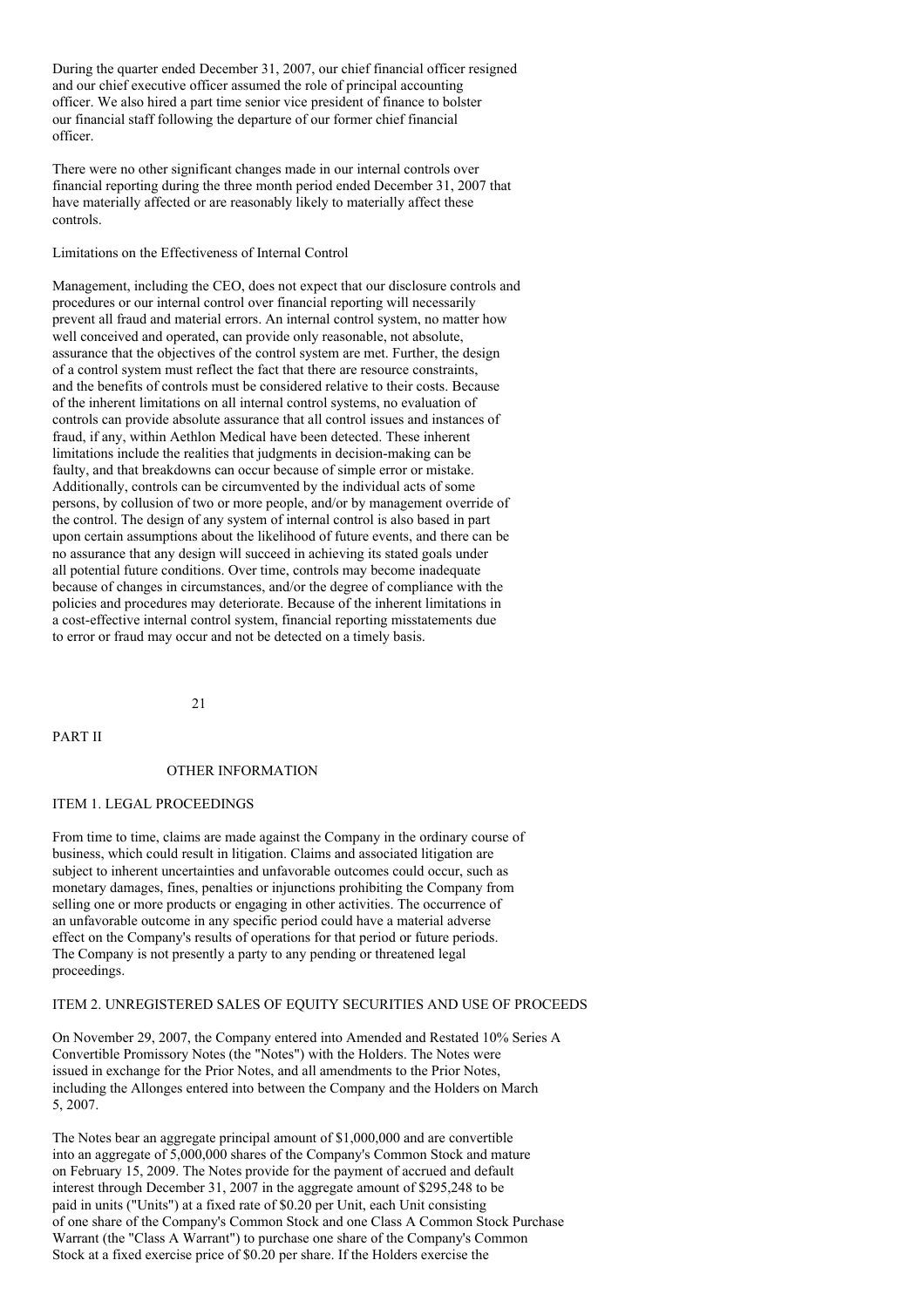During the quarter ended December 31, 2007, our chief financial officer resigned and our chief executive officer assumed the role of principal accounting officer. We also hired a part time senior vice president of finance to bolster our financial staff following the departure of our former chief financial officer.

There were no other significant changes made in our internal controls over financial reporting during the three month period ended December 31, 2007 that have materially affected or are reasonably likely to materially affect these controls.

Limitations on the Effectiveness of Internal Control

Management, including the CEO, does not expect that our disclosure controls and procedures or our internal control over financial reporting will necessarily prevent all fraud and material errors. An internal control system, no matter how well conceived and operated, can provide only reasonable, not absolute, assurance that the objectives of the control system are met. Further, the design of a control system must reflect the fact that there are resource constraints, and the benefits of controls must be considered relative to their costs. Because of the inherent limitations on all internal control systems, no evaluation of controls can provide absolute assurance that all control issues and instances of fraud, if any, within Aethlon Medical have been detected. These inherent limitations include the realities that judgments in decision-making can be faulty, and that breakdowns can occur because of simple error or mistake. Additionally, controls can be circumvented by the individual acts of some persons, by collusion of two or more people, and/or by management override of the control. The design of any system of internal control is also based in part upon certain assumptions about the likelihood of future events, and there can be no assurance that any design will succeed in achieving its stated goals under all potential future conditions. Over time, controls may become inadequate because of changes in circumstances, and/or the degree of compliance with the policies and procedures may deteriorate. Because of the inherent limitations in a cost-effective internal control system, financial reporting misstatements due to error or fraud may occur and not be detected on a timely basis.

# PART II

## OTHER INFORMATION

### ITEM 1. LEGAL PROCEEDINGS

From time to time, claims are made against the Company in the ordinary course of business, which could result in litigation. Claims and associated litigation are subject to inherent uncertainties and unfavorable outcomes could occur, such as monetary damages, fines, penalties or injunctions prohibiting the Company from selling one or more products or engaging in other activities. The occurrence of an unfavorable outcome in any specific period could have a material adverse effect on the Company's results of operations for that period or future periods. The Company is not presently a party to any pending or threatened legal proceedings.

### ITEM 2. UNREGISTERED SALES OF EQUITY SECURITIES AND USE OF PROCEEDS

On November 29, 2007, the Company entered into Amended and Restated 10% Series A Convertible Promissory Notes (the "Notes") with the Holders. The Notes were issued in exchange for the Prior Notes, and all amendments to the Prior Notes, including the Allonges entered into between the Company and the Holders on March 5, 2007.

The Notes bear an aggregate principal amount of $1,000,000 and are convertible into an aggregate of 5,000,000 shares of the Company's Common Stock and mature on February 15, 2009. The Notes provide for the payment of accrued and default interest through December 31, 2007 in the aggregate amount of $295,248 to be paid in units ("Units") at a fixed rate of $0.20 per Unit, each Unit consisting of one share of the Company's Common Stock and one Class A Common Stock Purchase Warrant (the "Class A Warrant") to purchase one share of the Company's Common Stock at a fixed exercise price of $0.20 per share. If the Holders exercise the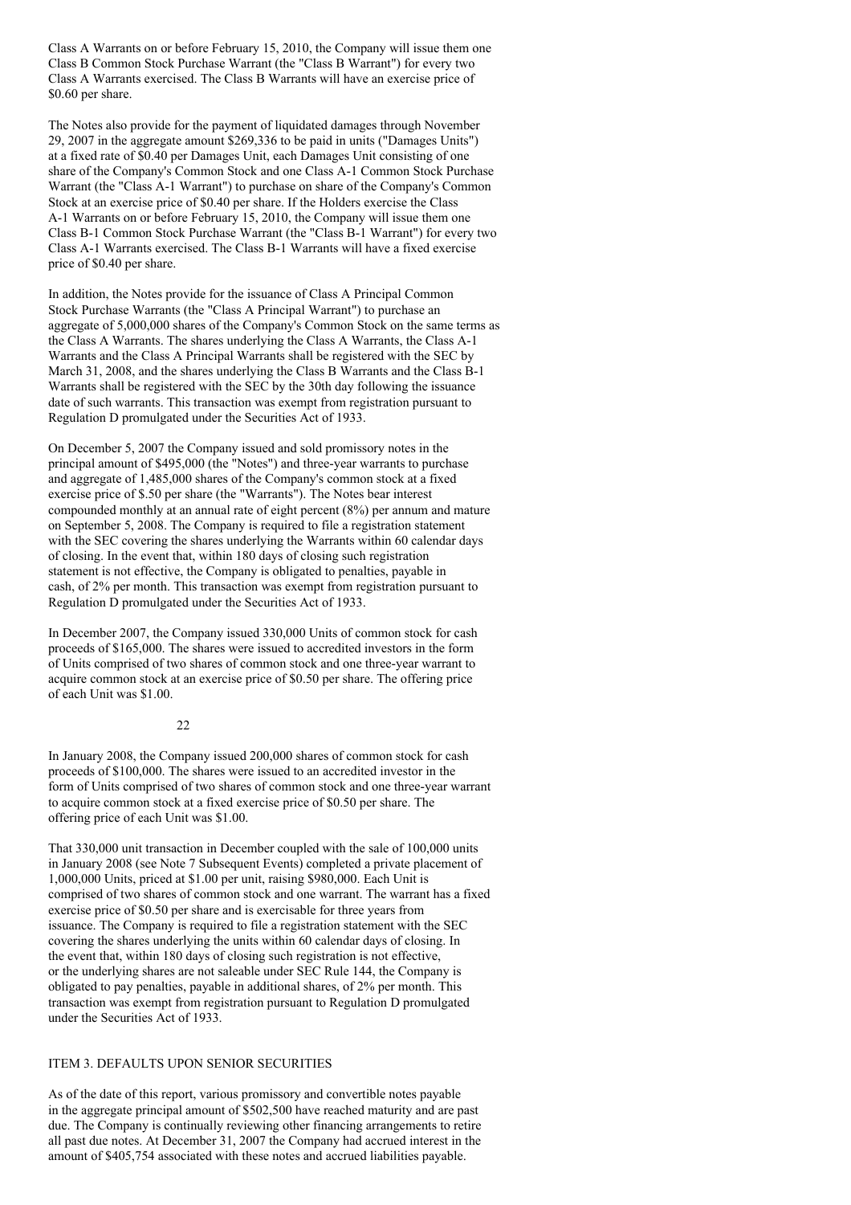Class A Warrants on or before February 15, 2010, the Company will issue them one Class B Common Stock Purchase Warrant (the "Class B Warrant") for every two Class A Warrants exercised. The Class B Warrants will have an exercise price of $0.60 per share.

The Notes also provide for the payment of liquidated damages through November 29, 2007 in the aggregate amount $269,336 to be paid in units ("Damages Units") at a fixed rate of $0.40 per Damages Unit, each Damages Unit consisting of one share of the Company's Common Stock and one Class A-1 Common Stock Purchase Warrant (the "Class A-1 Warrant") to purchase on share of the Company's Common Stock at an exercise price of $0.40 per share. If the Holders exercise the Class A-1 Warrants on or before February 15, 2010, the Company will issue them one Class B-1 Common Stock Purchase Warrant (the "Class B-1 Warrant") for every two Class A-1 Warrants exercised. The Class B-1 Warrants will have a fixed exercise price of $0.40 per share.

In addition, the Notes provide for the issuance of Class A Principal Common Stock Purchase Warrants (the "Class A Principal Warrant") to purchase an aggregate of 5,000,000 shares of the Company's Common Stock on the same terms as the Class A Warrants. The shares underlying the Class A Warrants, the Class A-1 Warrants and the Class A Principal Warrants shall be registered with the SEC by March 31, 2008, and the shares underlying the Class B Warrants and the Class B-1 Warrants shall be registered with the SEC by the 30th day following the issuance date of such warrants. This transaction was exempt from registration pursuant to Regulation D promulgated under the Securities Act of 1933.

On December 5, 2007 the Company issued and sold promissory notes in the principal amount of $495,000 (the "Notes") and three-year warrants to purchase and aggregate of 1,485,000 shares of the Company's common stock at a fixed exercise price of $.50 per share (the "Warrants"). The Notes bear interest compounded monthly at an annual rate of eight percent (8%) per annum and mature on September 5, 2008. The Company is required to file a registration statement with the SEC covering the shares underlying the Warrants within 60 calendar days of closing. In the event that, within 180 days of closing such registration statement is not effective, the Company is obligated to penalties, payable in cash, of 2% per month. This transaction was exempt from registration pursuant to Regulation D promulgated under the Securities Act of 1933.

In December 2007, the Company issued 330,000 Units of common stock for cash proceeds of $165,000. The shares were issued to accredited investors in the form of Units comprised of two shares of common stock and one three-year warrant to acquire common stock at an exercise price of $0.50 per share. The offering price of each Unit was $1.00.

In January 2008, the Company issued 200,000 shares of common stock for cash proceeds of $100,000. The shares were issued to an accredited investor in the form of Units comprised of two shares of common stock and one three-year warrant to acquire common stock at a fixed exercise price of $0.50 per share. The offering price of each Unit was $1.00.

That 330,000 unit transaction in December coupled with the sale of 100,000 units in January 2008 (see Note 7 Subsequent Events) completed a private placement of 1,000,000 Units, priced at $1.00 per unit, raising $980,000. Each Unit is comprised of two shares of common stock and one warrant. The warrant has a fixed exercise price of $0.50 per share and is exercisable for three years from issuance. The Company is required to file a registration statement with the SEC covering the shares underlying the units within 60 calendar days of closing. In the event that, within 180 days of closing such registration is not effective, or the underlying shares are not saleable under SEC Rule 144, the Company is obligated to pay penalties, payable in additional shares, of 2% per month. This transaction was exempt from registration pursuant to Regulation D promulgated under the Securities Act of 1933.

## ITEM 3. DEFAULTS UPON SENIOR SECURITIES

As of the date of this report, various promissory and convertible notes payable in the aggregate principal amount of $502,500 have reached maturity and are past due. The Company is continually reviewing other financing arrangements to retire all past due notes. At December 31, 2007 the Company had accrued interest in the amount of $405,754 associated with these notes and accrued liabilities payable.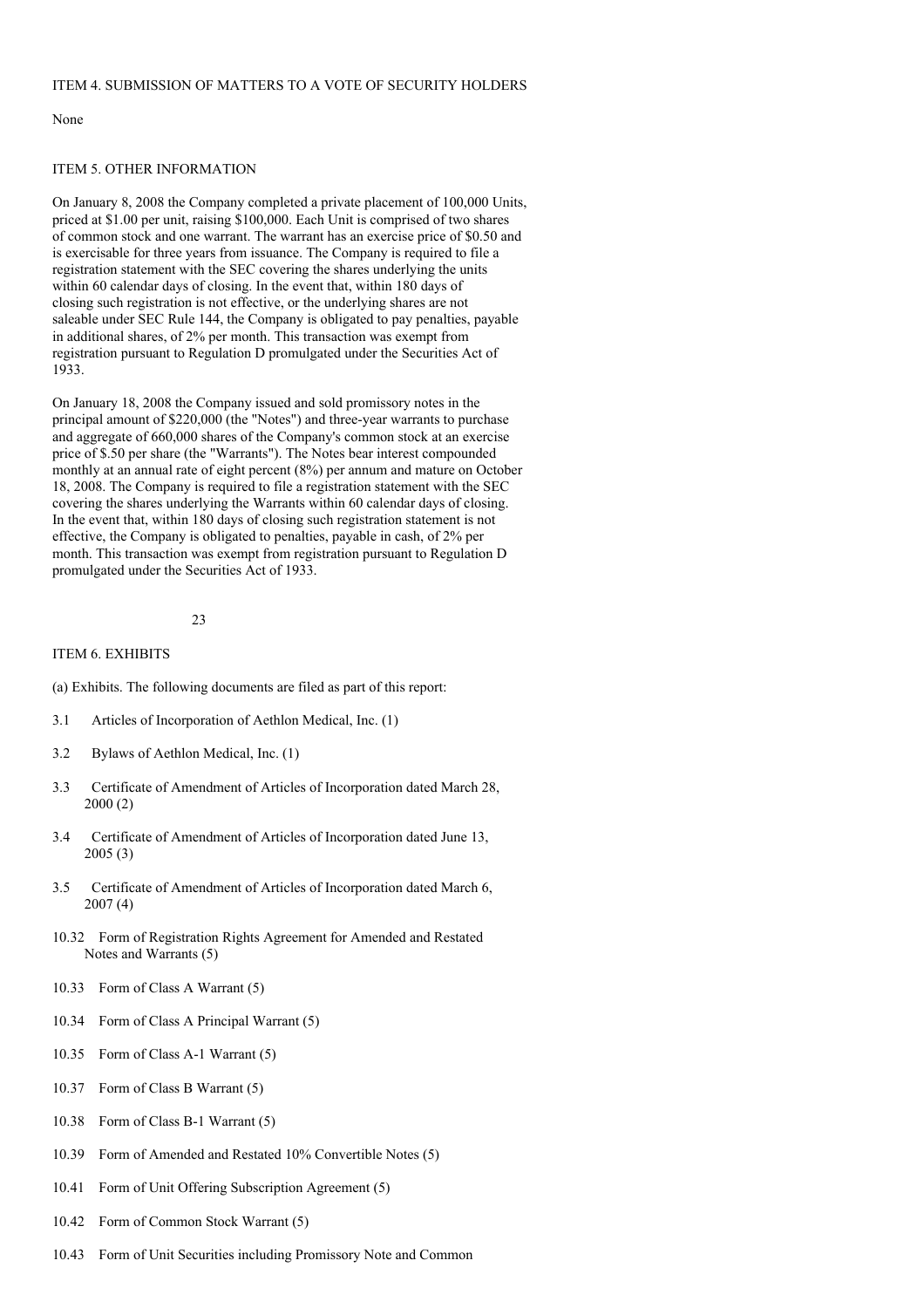## ITEM 4. SUBMISSION OF MATTERS TO A VOTE OF SECURITY HOLDERS

None

## ITEM 5. OTHER INFORMATION

On January 8, 2008 the Company completed a private placement of 100,000 Units, priced at $1.00 per unit, raising $100,000. Each Unit is comprised of two shares of common stock and one warrant. The warrant has an exercise price of $0.50 and is exercisable for three years from issuance. The Company is required to file a registration statement with the SEC covering the shares underlying the units within 60 calendar days of closing. In the event that, within 180 days of closing such registration is not effective, or the underlying shares are not saleable under SEC Rule 144, the Company is obligated to pay penalties, payable in additional shares, of 2% per month. This transaction was exempt from registration pursuant to Regulation D promulgated under the Securities Act of 1933.

On January 18, 2008 the Company issued and sold promissory notes in the principal amount of $220,000 (the "Notes") and three-year warrants to purchase and aggregate of 660,000 shares of the Company's common stock at an exercise price of $.50 per share (the "Warrants"). The Notes bear interest compounded monthly at an annual rate of eight percent (8%) per annum and mature on October 18, 2008. The Company is required to file a registration statement with the SEC covering the shares underlying the Warrants within 60 calendar days of closing. In the event that, within 180 days of closing such registration statement is not effective, the Company is obligated to penalties, payable in cash, of 2% per month. This transaction was exempt from registration pursuant to Regulation D promulgated under the Securities Act of 1933.

## ITEM 6. EXHIBITS

(a) Exhibits. The following documents are filed as part of this report:

3.1 Articles of Incorporation of Aethlon Medical, Inc. (1)

3.2 Bylaws of Aethlon Medical, Inc. (1)

3.3 Certificate of Amendment of Articles of Incorporation dated March 28, 2000 (2)

3.4 Certificate of Amendment of Articles of Incorporation dated June 13, 2005 (3)

3.5 Certificate of Amendment of Articles of Incorporation dated March 6, 2007 (4)

10.32 Form of Registration Rights Agreement for Amended and Restated Notes and Warrants (5)

10.33 Form of Class A Warrant (5)

10.34 Form of Class A Principal Warrant (5)

10.35 Form of Class A-1 Warrant (5)

10.37 Form of Class B Warrant (5)

10.38 Form of Class B-1 Warrant (5)

10.39 Form of Amended and Restated 10% Convertible Notes (5)

10.41 Form of Unit Offering Subscription Agreement (5)

10.42 Form of Common Stock Warrant (5)

10.43 Form of Unit Securities including Promissory Note and Common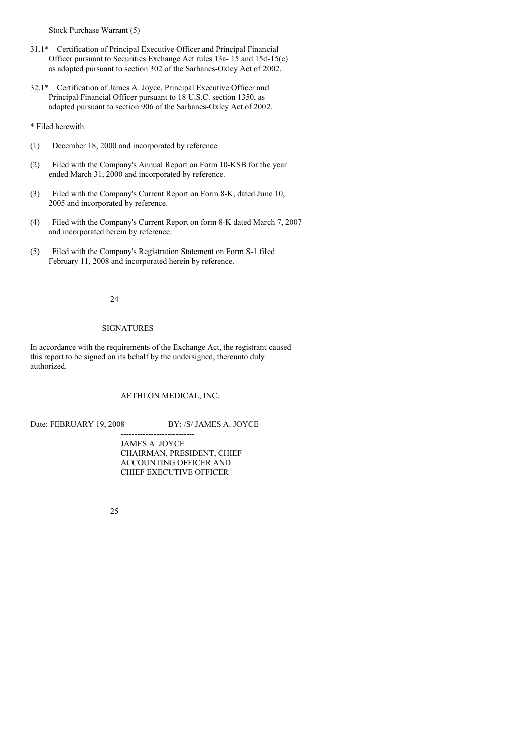Stock Purchase Warrant (5)

31.1* Certification of Principal Executive Officer and Principal Financial Officer pursuant to Securities Exchange Act rules 13a- 15 and 15d-15(c) as adopted pursuant to section 302 of the Sarbanes-Oxley Act of 2002.

32.1* Certification of James A. Joyce, Principal Executive Officer and Principal Financial Officer pursuant to 18 U.S.C. section 1350, as adopted pursuant to section 906 of the Sarbanes-Oxley Act of 2002.

* Filed herewith.

(1) December 18, 2000 and incorporated by reference

(2) Filed with the Company's Annual Report on Form 10-KSB for the year ended March 31, 2000 and incorporated by reference.

(3) Filed with the Company's Current Report on Form 8-K, dated June 10, 2005 and incorporated by reference.

(4) Filed with the Company's Current Report on form 8-K dated March 7, 2007 and incorporated herein by reference.

(5) Filed with the Company's Registration Statement on Form S-1 filed February 11, 2008 and incorporated herein by reference.

## SIGNATURES

In accordance with the requirements of the Exchange Act, the registrant caused this report to be signed on its behalf by the undersigned, thereunto duly authorized.

AETHLON MEDICAL, INC.

Date: FEBRUARY 19, 2008 BY: /S/ JAMES A. JOYCE

JAMES A. JOYCE
CHAIRMAN, PRESIDENT, CHIEF ACCOUNTING OFFICER AND CHIEF EXECUTIVE OFFICER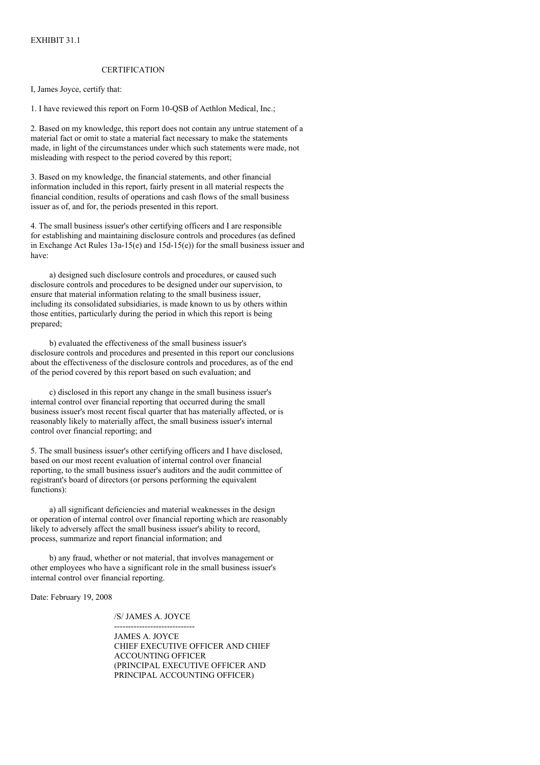EXHIBIT 31.1

CERTIFICATION

I, James Joyce, certify that:

1. I have reviewed this report on Form 10-QSB of Aethlon Medical, Inc.;

2. Based on my knowledge, this report does not contain any untrue statement of a material fact or omit to state a material fact necessary to make the statements made, in light of the circumstances under which such statements were made, not misleading with respect to the period covered by this report;

3. Based on my knowledge, the financial statements, and other financial information included in this report, fairly present in all material respects the financial condition, results of operations and cash flows of the small business issuer as of, and for, the periods presented in this report.

4. The small business issuer's other certifying officers and I are responsible for establishing and maintaining disclosure controls and procedures (as defined in Exchange Act Rules 13a-15(e) and 15d-15(e)) for the small business issuer and have:

a) designed such disclosure controls and procedures, or caused such disclosure controls and procedures to be designed under our supervision, to ensure that material information relating to the small business issuer, including its consolidated subsidiaries, is made known to us by others within those entities, particularly during the period in which this report is being prepared;

b) evaluated the effectiveness of the small business issuer's disclosure controls and procedures and presented in this report our conclusions about the effectiveness of the disclosure controls and procedures, as of the end of the period covered by this report based on such evaluation; and

c) disclosed in this report any change in the small business issuer's internal control over financial reporting that occurred during the small business issuer's most recent fiscal quarter that has materially affected, or is reasonably likely to materially affect, the small business issuer's internal control over financial reporting; and

5. The small business issuer's other certifying officers and I have disclosed, based on our most recent evaluation of internal control over financial reporting, to the small business issuer's auditors and the audit committee of registrant's board of directors (or persons performing the equivalent functions):

a) all significant deficiencies and material weaknesses in the design or operation of internal control over financial reporting which are reasonably likely to adversely affect the small business issuer's ability to record, process, summarize and report financial information; and

b) any fraud, whether or not material, that involves management or other employees who have a significant role in the small business issuer's internal control over financial reporting.

Date: February 19, 2008

/S/ JAMES A. JOYCE

-----------------------------

JAMES A. JOYCE
CHIEF EXECUTIVE OFFICER AND CHIEF ACCOUNTING OFFICER
(PRINCIPAL EXECUTIVE OFFICER AND PRINCIPAL ACCOUNTING OFFICER)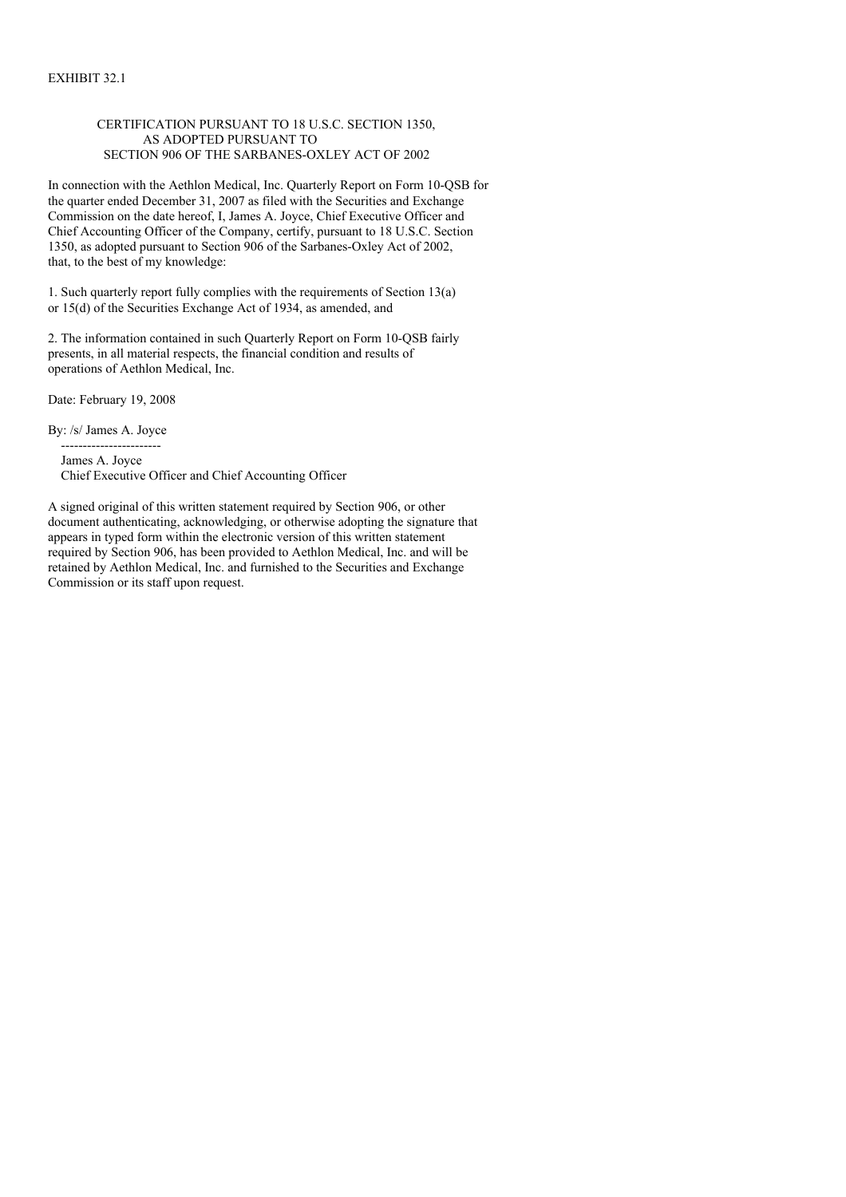EXHIBIT 32.1

## CERTIFICATION PURSUANT TO 18 U.S.C. SECTION 1350, AS ADOPTED PURSUANT TO SECTION 906 OF THE SARBANES-OXLEY ACT OF 2002

In connection with the Aethlon Medical, Inc. Quarterly Report on Form 10-QSB for the quarter ended December 31, 2007 as filed with the Securities and Exchange Commission on the date hereof, I, James A. Joyce, Chief Executive Officer and Chief Accounting Officer of the Company, certify, pursuant to 18 U.S.C. Section 1350, as adopted pursuant to Section 906 of the Sarbanes-Oxley Act of 2002, that, to the best of my knowledge:

1. Such quarterly report fully complies with the requirements of Section 13(a) or 15(d) of the Securities Exchange Act of 1934, as amended, and

2. The information contained in such Quarterly Report on Form 10-QSB fairly presents, in all material respects, the financial condition and results of operations of Aethlon Medical, Inc.

Date: February 19, 2008

By: /s/ James A. Joyce

-----------------------

James A. Joyce
Chief Executive Officer and Chief Accounting Officer

A signed original of this written statement required by Section 906, or other document authenticating, acknowledging, or otherwise adopting the signature that appears in typed form within the electronic version of this written statement required by Section 906, has been provided to Aethlon Medical, Inc. and will be retained by Aethlon Medical, Inc. and furnished to the Securities and Exchange Commission or its staff upon request.